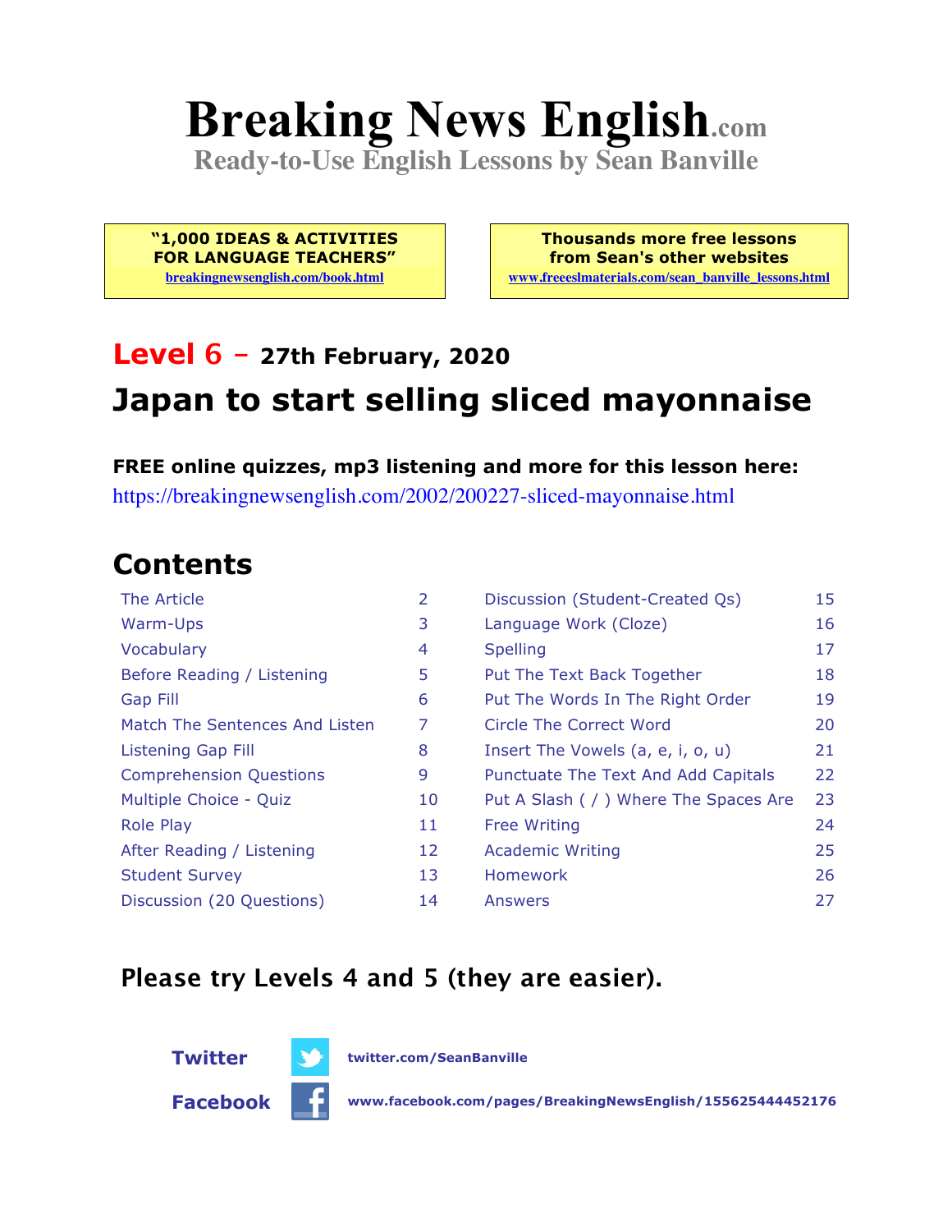# Breaking News English.com

**Ready-to-Use English Lessons by Sean Banville**

**"1,000 IDEAS & ACTIVITIES FOR LANGUAGE TEACHERS"**
breakingnewsenglish.com/book.html

**Thousands more free lessons from Sean's other websites**
www.freeeslmaterials.com/sean_banville_lessons.html

## Level 6 – 27th February, 2020

## Japan to start selling sliced mayonnaise

**FREE online quizzes, mp3 listening and more for this lesson here:**
https://breakingnewsenglish.com/2002/200227-sliced-mayonnaise.html

## Contents

| | | | |
|---|---|---|---|
| The Article | 2 | Discussion (Student-Created Qs) | 15 |
| Warm-Ups | 3 | Language Work (Cloze) | 16 |
| Vocabulary | 4 | Spelling | 17 |
| Before Reading / Listening | 5 | Put The Text Back Together | 18 |
| Gap Fill | 6 | Put The Words In The Right Order | 19 |
| Match The Sentences And Listen | 7 | Circle The Correct Word | 20 |
| Listening Gap Fill | 8 | Insert The Vowels (a, e, i, o, u) | 21 |
| Comprehension Questions | 9 | Punctuate The Text And Add Capitals | 22 |
| Multiple Choice - Quiz | 10 | Put A Slash ( / ) Where The Spaces Are | 23 |
| Role Play | 11 | Free Writing | 24 |
| After Reading / Listening | 12 | Academic Writing | 25 |
| Student Survey | 13 | Homework | 26 |
| Discussion (20 Questions) | 14 | Answers | 27 |

**Please try Levels 4 and 5 (they are easier).**

**Twitter** twitter.com/SeanBanville

**Facebook** www.facebook.com/pages/BreakingNewsEnglish/155625444452176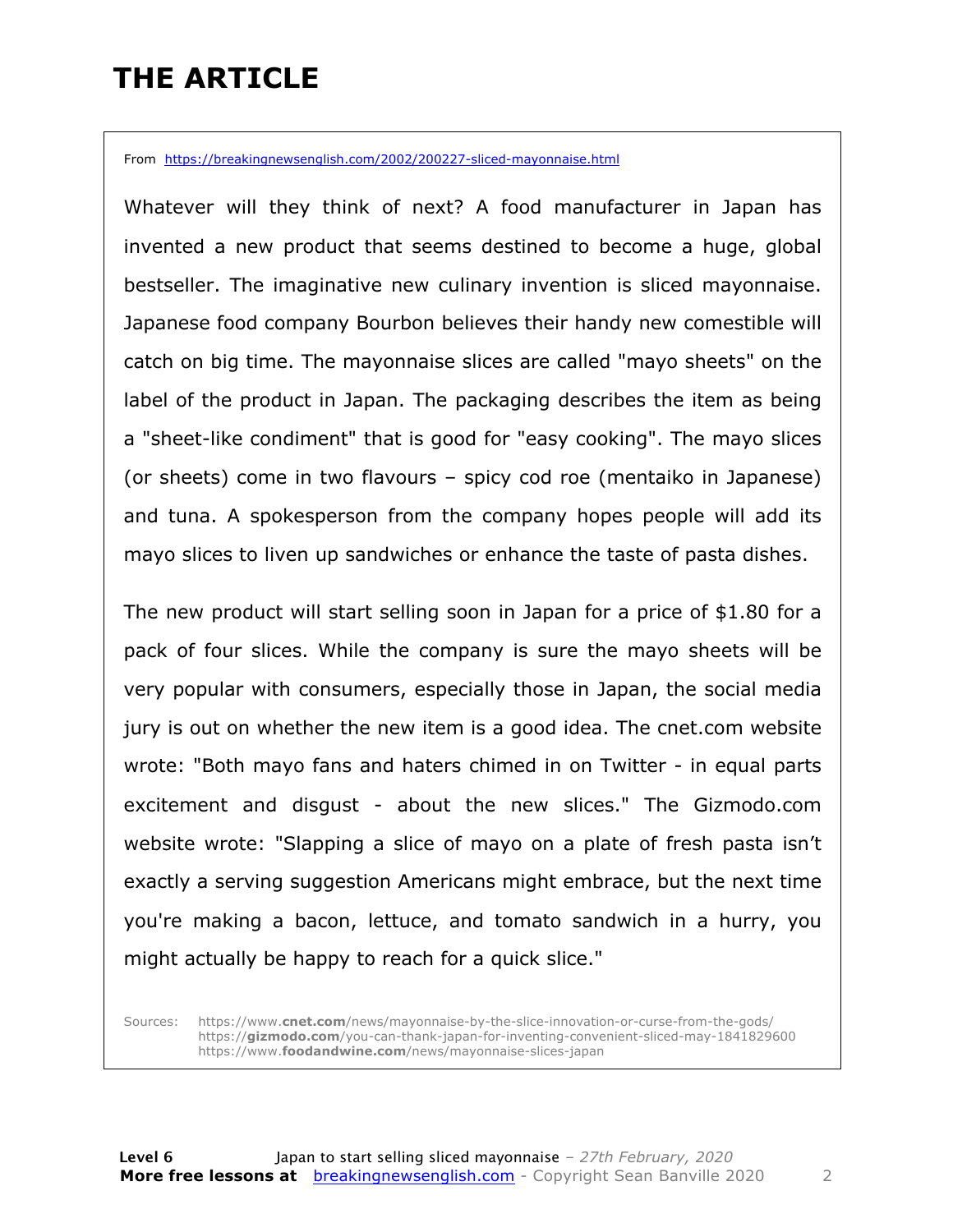# THE ARTICLE

From https://breakingnewsenglish.com/2002/200227-sliced-mayonnaise.html

Whatever will they think of next? A food manufacturer in Japan has invented a new product that seems destined to become a huge, global bestseller. The imaginative new culinary invention is sliced mayonnaise. Japanese food company Bourbon believes their handy new comestible will catch on big time. The mayonnaise slices are called "mayo sheets" on the label of the product in Japan. The packaging describes the item as being a "sheet-like condiment" that is good for "easy cooking". The mayo slices (or sheets) come in two flavours – spicy cod roe (mentaiko in Japanese) and tuna. A spokesperson from the company hopes people will add its mayo slices to liven up sandwiches or enhance the taste of pasta dishes.

The new product will start selling soon in Japan for a price of $1.80 for a pack of four slices. While the company is sure the mayo sheets will be very popular with consumers, especially those in Japan, the social media jury is out on whether the new item is a good idea. The cnet.com website wrote: "Both mayo fans and haters chimed in on Twitter - in equal parts excitement and disgust - about the new slices." The Gizmodo.com website wrote: "Slapping a slice of mayo on a plate of fresh pasta isn't exactly a serving suggestion Americans might embrace, but the next time you're making a bacon, lettuce, and tomato sandwich in a hurry, you might actually be happy to reach for a quick slice."

Sources:
https://www.cnet.com/news/mayonnaise-by-the-slice-innovation-or-curse-from-the-gods/
https://gizmodo.com/you-can-thank-japan-for-inventing-convenient-sliced-may-1841829600
https://www.foodandwine.com/news/mayonnaise-slices-japan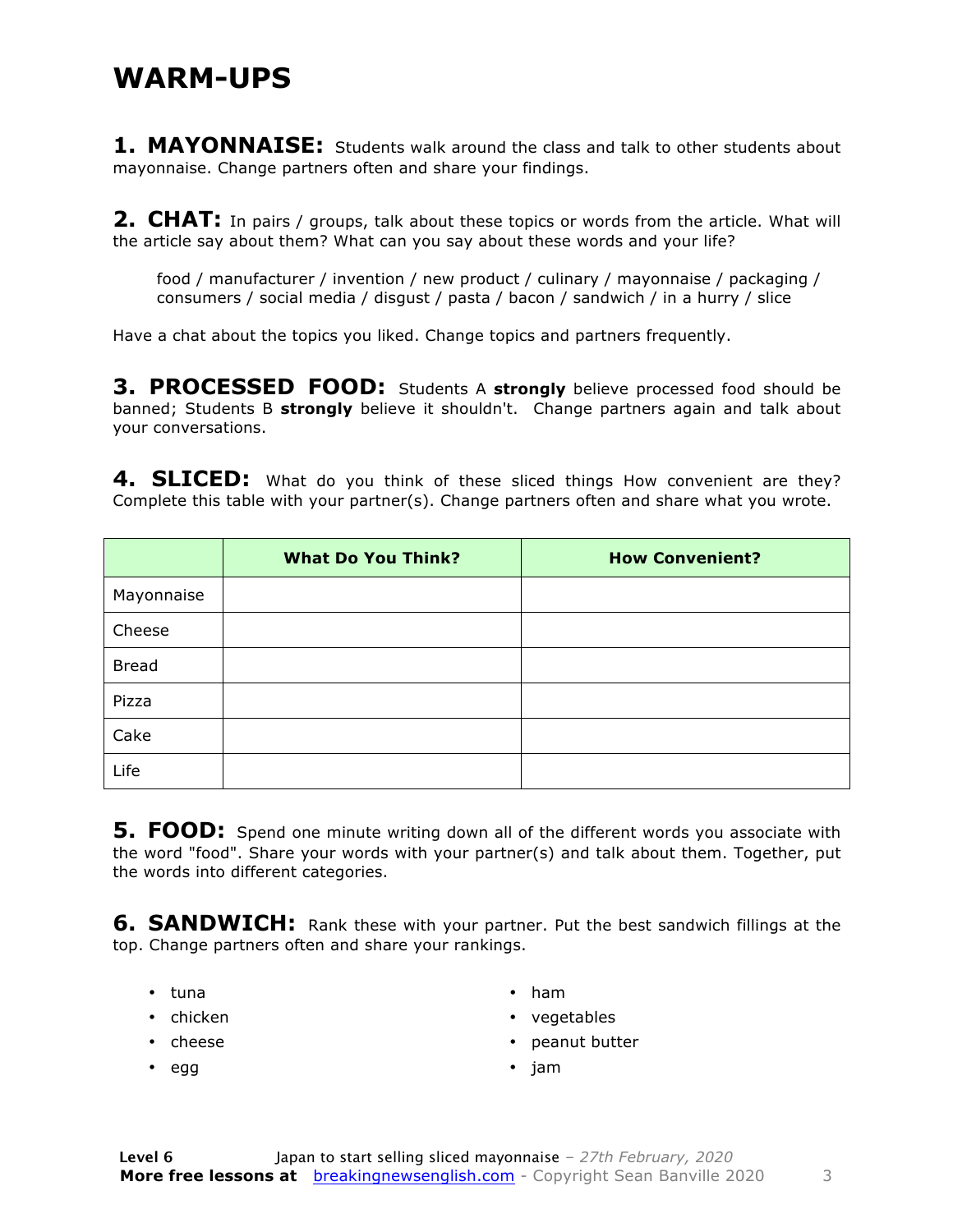# WARM-UPS

**1. MAYONNAISE:** Students walk around the class and talk to other students about mayonnaise. Change partners often and share your findings.

**2. CHAT:** In pairs / groups, talk about these topics or words from the article. What will the article say about them? What can you say about these words and your life?

> food / manufacturer / invention / new product / culinary / mayonnaise / packaging / consumers / social media / disgust / pasta / bacon / sandwich / in a hurry / slice

Have a chat about the topics you liked. Change topics and partners frequently.

**3. PROCESSED FOOD:** Students A **strongly** believe processed food should be banned; Students B **strongly** believe it shouldn't. Change partners again and talk about your conversations.

**4. SLICED:** What do you think of these sliced things How convenient are they? Complete this table with your partner(s). Change partners often and share what you wrote.

| | What Do You Think? | How Convenient? |
|---|---|---|
| Mayonnaise | | |
| Cheese | | |
| Bread | | |
| Pizza | | |
| Cake | | |
| Life | | |

**5. FOOD:** Spend one minute writing down all of the different words you associate with the word "food". Share your words with your partner(s) and talk about them. Together, put the words into different categories.

**6. SANDWICH:** Rank these with your partner. Put the best sandwich fillings at the top. Change partners often and share your rankings.

- tuna
- chicken
- cheese
- egg
- ham
- vegetables
- peanut butter
- jam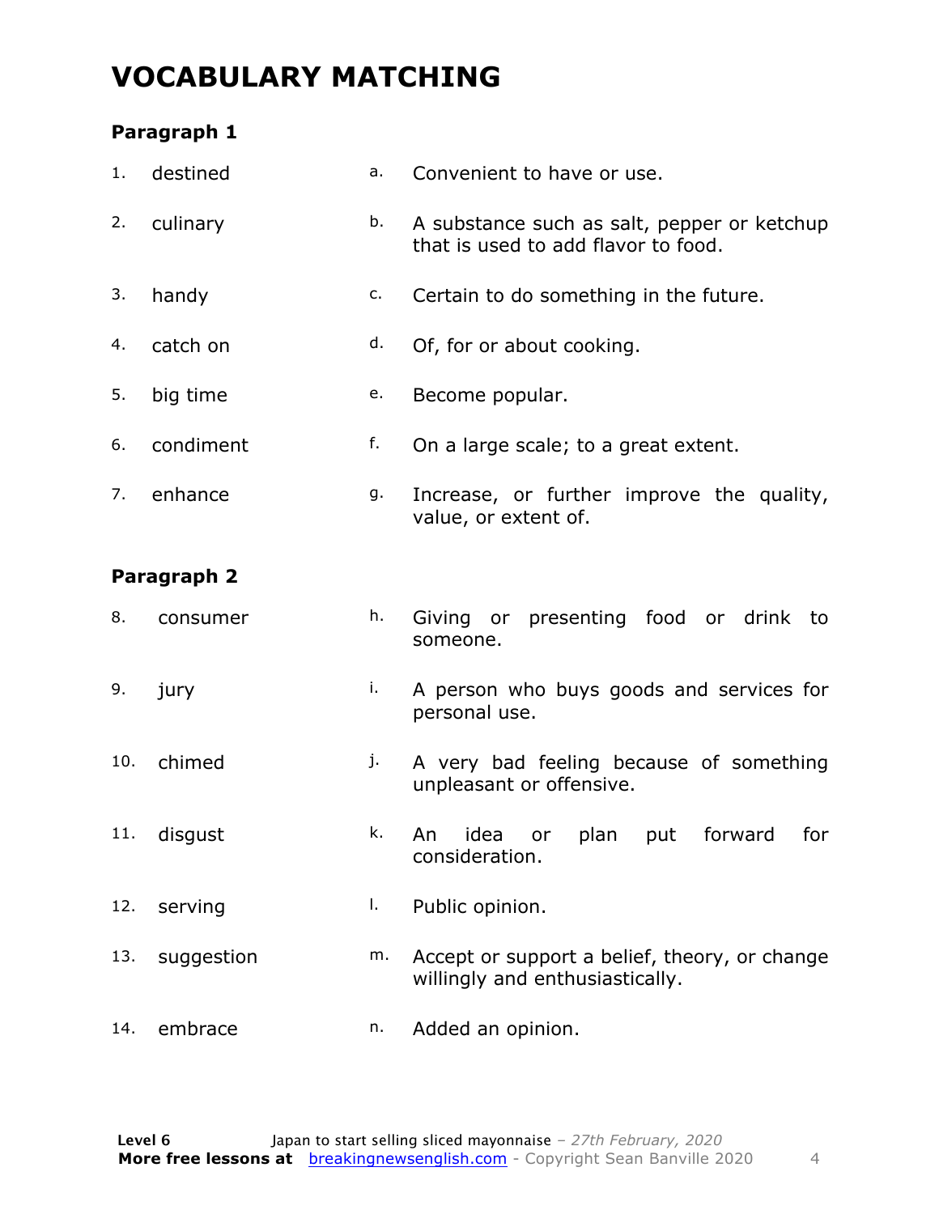# VOCABULARY MATCHING

## Paragraph 1

| | | | |
|---|---|---|---|
| 1. | destined | a. | Convenient to have or use. |
| 2. | culinary | b. | A substance such as salt, pepper or ketchup that is used to add flavor to food. |
| 3. | handy | c. | Certain to do something in the future. |
| 4. | catch on | d. | Of, for or about cooking. |
| 5. | big time | e. | Become popular. |
| 6. | condiment | f. | On a large scale; to a great extent. |
| 7. | enhance | g. | Increase, or further improve the quality, value, or extent of. |

## Paragraph 2

| | | | |
|---|---|---|---|
| 8. | consumer | h. | Giving or presenting food or drink to someone. |
| 9. | jury | i. | A person who buys goods and services for personal use. |
| 10. | chimed | j. | A very bad feeling because of something unpleasant or offensive. |
| 11. | disgust | k. | An idea or plan put forward for consideration. |
| 12. | serving | l. | Public opinion. |
| 13. | suggestion | m. | Accept or support a belief, theory, or change willingly and enthusiastically. |
| 14. | embrace | n. | Added an opinion. |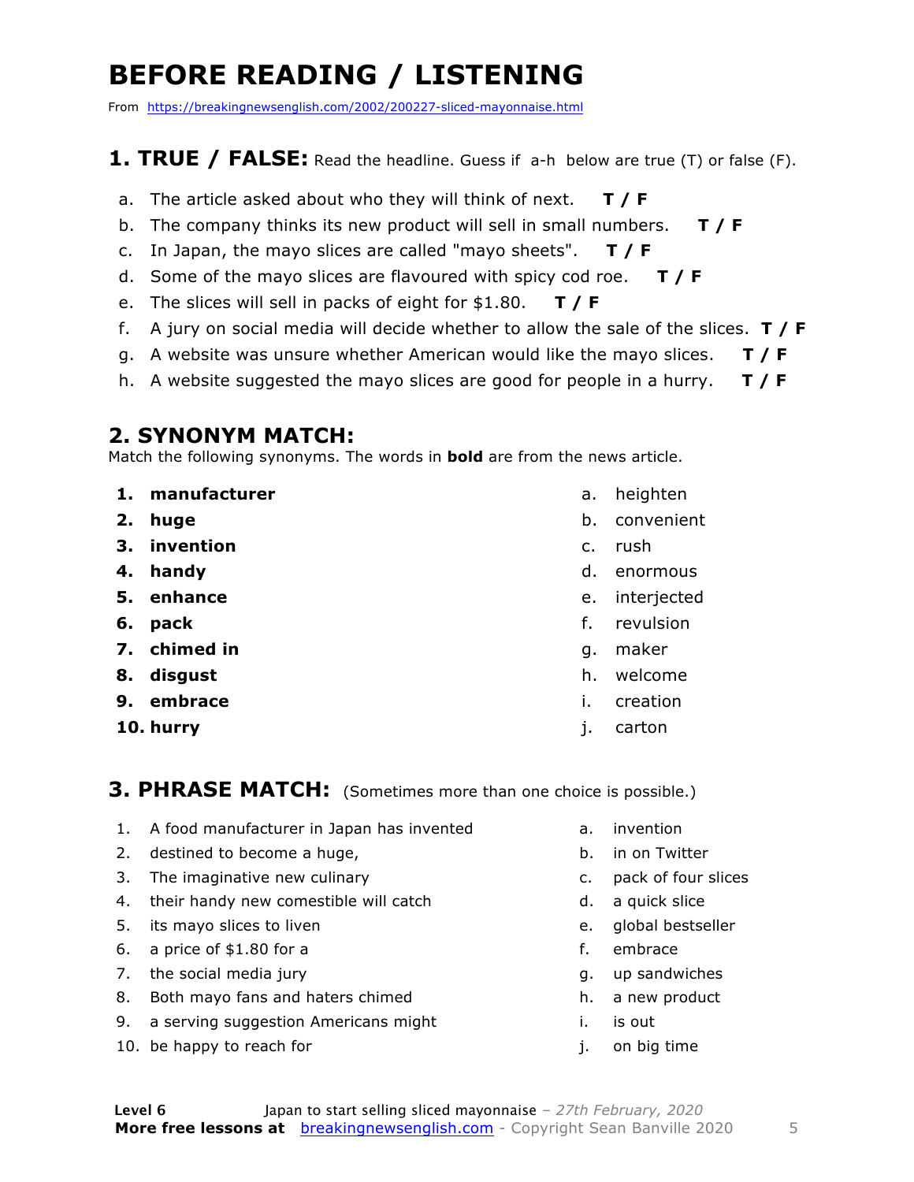# BEFORE READING / LISTENING

From https://breakingnewsenglish.com/2002/200227-sliced-mayonnaise.html

## 1. TRUE / FALSE: Read the headline. Guess if a-h below are true (T) or false (F).

a. The article asked about who they will think of next. **T / F**

b. The company thinks its new product will sell in small numbers. **T / F**

c. In Japan, the mayo slices are called "mayo sheets". **T / F**

d. Some of the mayo slices are flavoured with spicy cod roe. **T / F**

e. The slices will sell in packs of eight for $1.80. **T / F**

f. A jury on social media will decide whether to allow the sale of the slices. **T / F**

g. A website was unsure whether American would like the mayo slices. **T / F**

h. A website suggested the mayo slices are good for people in a hurry. **T / F**

## 2. SYNONYM MATCH:

Match the following synonyms. The words in **bold** are from the news article.

1. **manufacturer**
2. **huge**
3. **invention**
4. **handy**
5. **enhance**
6. **pack**
7. **chimed in**
8. **disgust**
9. **embrace**
10. **hurry**

a. heighten
b. convenient
c. rush
d. enormous
e. interjected
f. revulsion
g. maker
h. welcome
i. creation
j. carton

## 3. PHRASE MATCH: (Sometimes more than one choice is possible.)

1. A food manufacturer in Japan has invented
2. destined to become a huge,
3. The imaginative new culinary
4. their handy new comestible will catch
5. its mayo slices to liven
6. a price of $1.80 for a
7. the social media jury
8. Both mayo fans and haters chimed
9. a serving suggestion Americans might
10. be happy to reach for

a. invention
b. in on Twitter
c. pack of four slices
d. a quick slice
e. global bestseller
f. embrace
g. up sandwiches
h. a new product
i. is out
j. on big time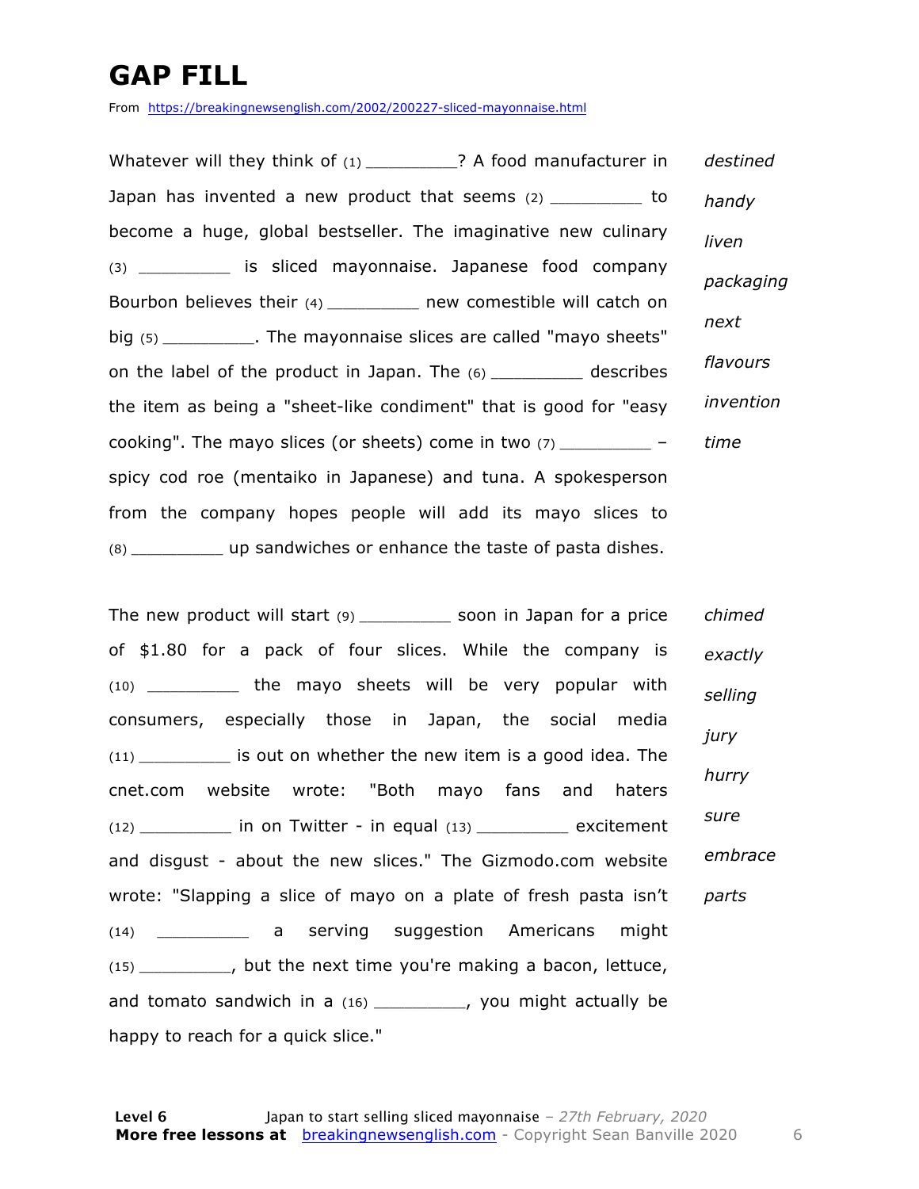# GAP FILL

From https://breakingnewsenglish.com/2002/200227-sliced-mayonnaise.html

Whatever will they think of (1) __________? A food manufacturer in Japan has invented a new product that seems (2) __________ to become a huge, global bestseller. The imaginative new culinary (3) __________ is sliced mayonnaise. Japanese food company Bourbon believes their (4) __________ new comestible will catch on big (5) __________. The mayonnaise slices are called "mayo sheets" on the label of the product in Japan. The (6) __________ describes the item as being a "sheet-like condiment" that is good for "easy cooking". The mayo slices (or sheets) come in two (7) __________ – spicy cod roe (mentaiko in Japanese) and tuna. A spokesperson from the company hopes people will add its mayo slices to (8) __________ up sandwiches or enhance the taste of pasta dishes.

*destined*
*handy*
*liven*
*packaging*
*next*
*flavours*
*invention*
*time*

The new product will start (9) __________ soon in Japan for a price of $1.80 for a pack of four slices. While the company is (10) __________ the mayo sheets will be very popular with consumers, especially those in Japan, the social media (11) __________ is out on whether the new item is a good idea. The cnet.com website wrote: "Both mayo fans and haters (12) __________ in on Twitter - in equal (13) __________ excitement and disgust - about the new slices." The Gizmodo.com website wrote: "Slapping a slice of mayo on a plate of fresh pasta isn't (14) __________ a serving suggestion Americans might (15) __________, but the next time you're making a bacon, lettuce, and tomato sandwich in a (16) __________, you might actually be happy to reach for a quick slice."

*chimed*
*exactly*
*selling*
*jury*
*hurry*
*sure*
*embrace*
*parts*

**Level 6** Japan to start selling sliced mayonnaise – *27th February, 2020*
**More free lessons at** breakingnewsenglish.com - Copyright Sean Banville 2020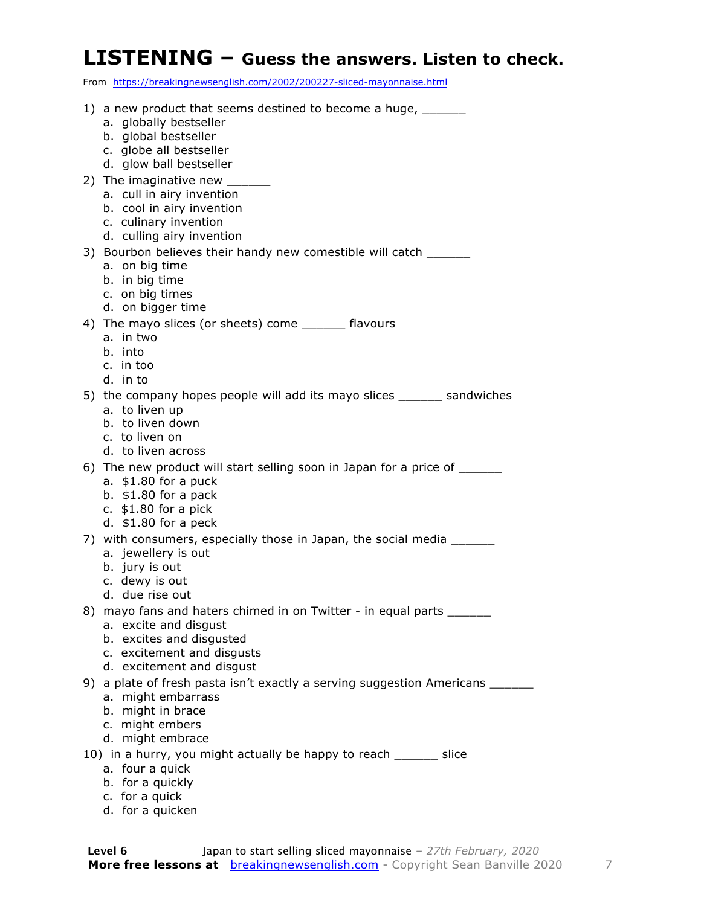# LISTENING – Guess the answers. Listen to check.

From https://breakingnewsenglish.com/2002/200227-sliced-mayonnaise.html

1) a new product that seems destined to become a huge, ______
   a. globally bestseller
   b. global bestseller
   c. globe all bestseller
   d. glow ball bestseller
2) The imaginative new ______
   a. cull in airy invention
   b. cool in airy invention
   c. culinary invention
   d. culling airy invention
3) Bourbon believes their handy new comestible will catch ______
   a. on big time
   b. in big time
   c. on big times
   d. on bigger time
4) The mayo slices (or sheets) come ______ flavours
   a. in two
   b. into
   c. in too
   d. in to
5) the company hopes people will add its mayo slices ______ sandwiches
   a. to liven up
   b. to liven down
   c. to liven on
   d. to liven across
6) The new product will start selling soon in Japan for a price of ______
   a. $1.80 for a puck
   b. $1.80 for a pack
   c. $1.80 for a pick
   d. $1.80 for a peck
7) with consumers, especially those in Japan, the social media ______
   a. jewellery is out
   b. jury is out
   c. dewy is out
   d. due rise out
8) mayo fans and haters chimed in on Twitter - in equal parts ______
   a. excite and disgust
   b. excites and disgusted
   c. excitement and disgusts
   d. excitement and disgust
9) a plate of fresh pasta isn't exactly a serving suggestion Americans ______
   a. might embarrass
   b. might in brace
   c. might embers
   d. might embrace
10) in a hurry, you might actually be happy to reach ______ slice
   a. four a quick
   b. for a quickly
   c. for a quick
   d. for a quicken

**Level 6** Japan to start selling sliced mayonnaise – *27th February, 2020*
**More free lessons at** breakingnewsenglish.com - Copyright Sean Banville 2020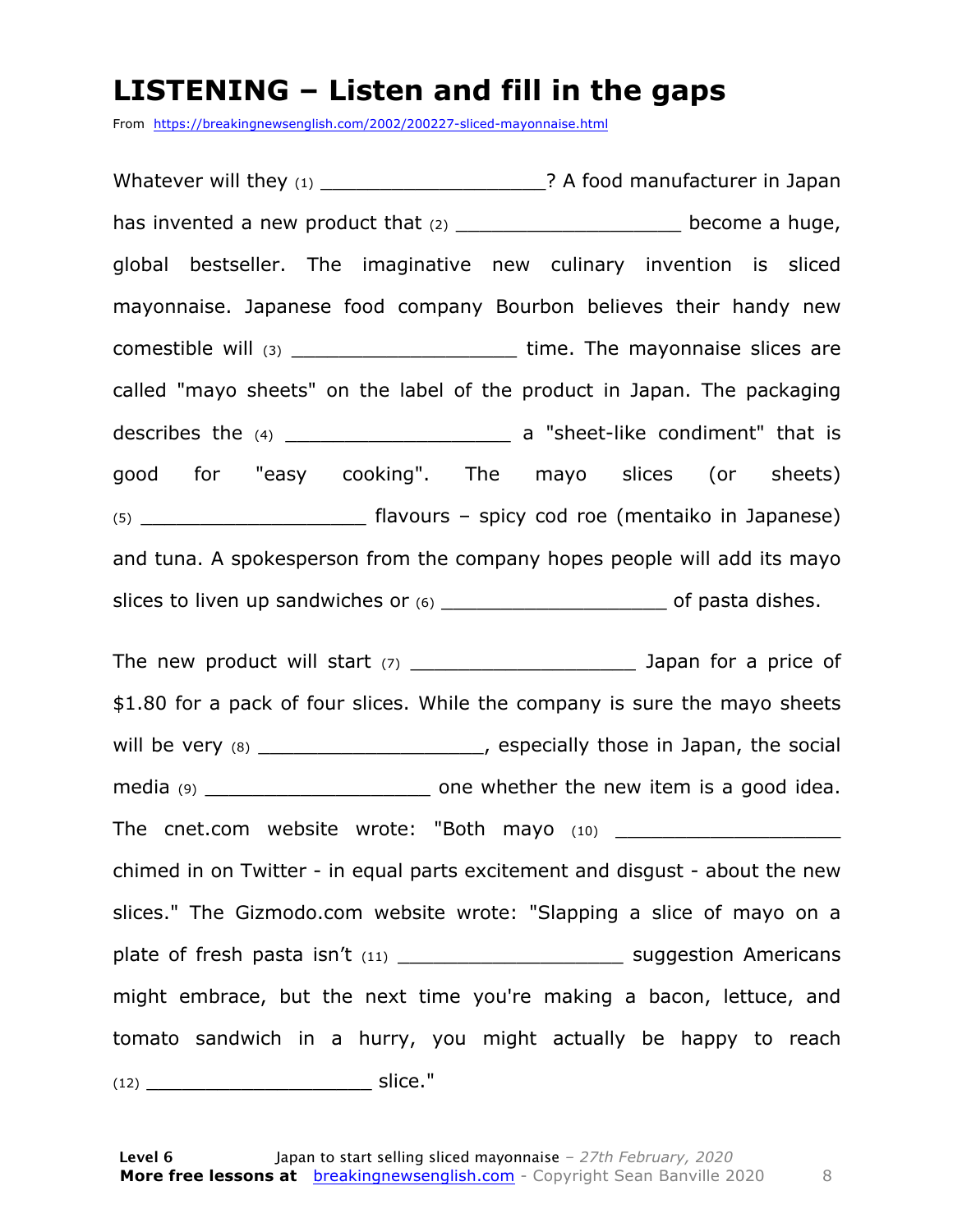# LISTENING – Listen and fill in the gaps

From https://breakingnewsenglish.com/2002/200227-sliced-mayonnaise.html

Whatever will they (1) ____________________? A food manufacturer in Japan has invented a new product that (2) ____________________ become a huge, global bestseller. The imaginative new culinary invention is sliced mayonnaise. Japanese food company Bourbon believes their handy new comestible will (3) ____________________ time. The mayonnaise slices are called "mayo sheets" on the label of the product in Japan. The packaging describes the (4) ____________________ a "sheet-like condiment" that is good for "easy cooking". The mayo slices (or sheets) (5) ____________________ flavours – spicy cod roe (mentaiko in Japanese) and tuna. A spokesperson from the company hopes people will add its mayo slices to liven up sandwiches or (6) ____________________ of pasta dishes.

The new product will start (7) ____________________ Japan for a price of $1.80 for a pack of four slices. While the company is sure the mayo sheets will be very (8) ____________________, especially those in Japan, the social media (9) ____________________ one whether the new item is a good idea. The cnet.com website wrote: "Both mayo (10) ____________________ chimed in on Twitter - in equal parts excitement and disgust - about the new slices." The Gizmodo.com website wrote: "Slapping a slice of mayo on a plate of fresh pasta isn't (11) ____________________ suggestion Americans might embrace, but the next time you're making a bacon, lettuce, and tomato sandwich in a hurry, you might actually be happy to reach (12) ____________________ slice."

**Level 6** Japan to start selling sliced mayonnaise – *27th February, 2020*
**More free lessons at** breakingnewsenglish.com - Copyright Sean Banville 2020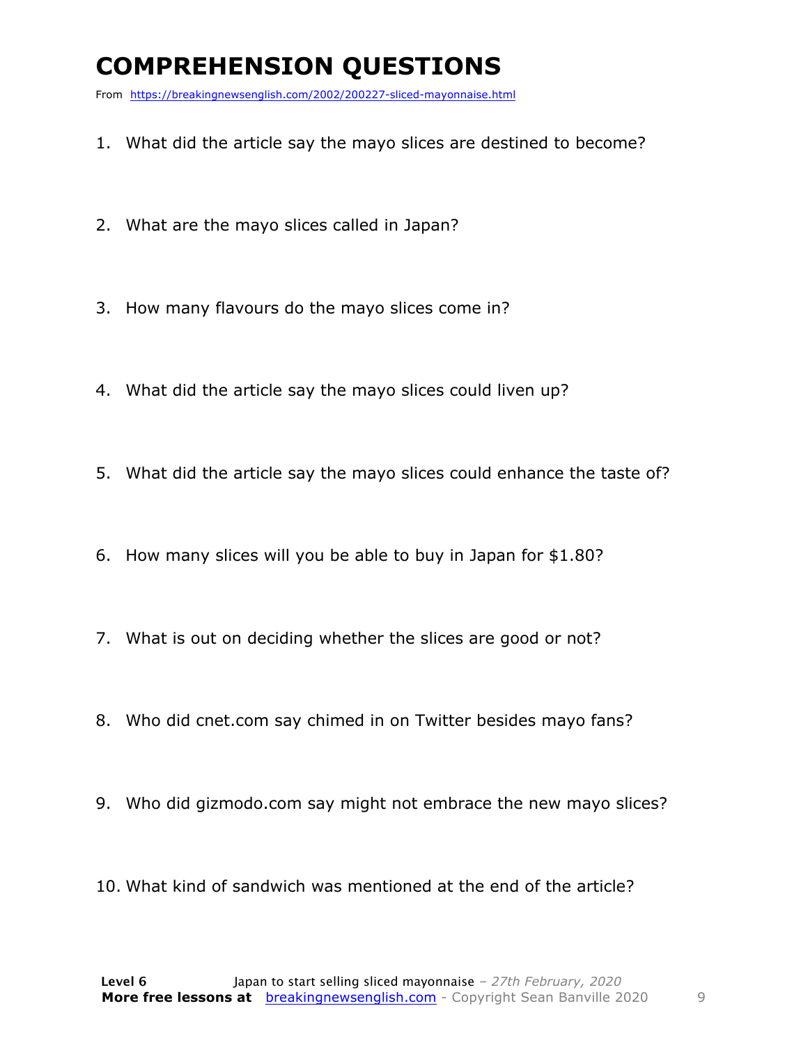# COMPREHENSION QUESTIONS

From https://breakingnewsenglish.com/2002/200227-sliced-mayonnaise.html

1. What did the article say the mayo slices are destined to become?
2. What are the mayo slices called in Japan?
3. How many flavours do the mayo slices come in?
4. What did the article say the mayo slices could liven up?
5. What did the article say the mayo slices could enhance the taste of?
6. How many slices will you be able to buy in Japan for $1.80?
7. What is out on deciding whether the slices are good or not?
8. Who did cnet.com say chimed in on Twitter besides mayo fans?
9. Who did gizmodo.com say might not embrace the new mayo slices?
10. What kind of sandwich was mentioned at the end of the article?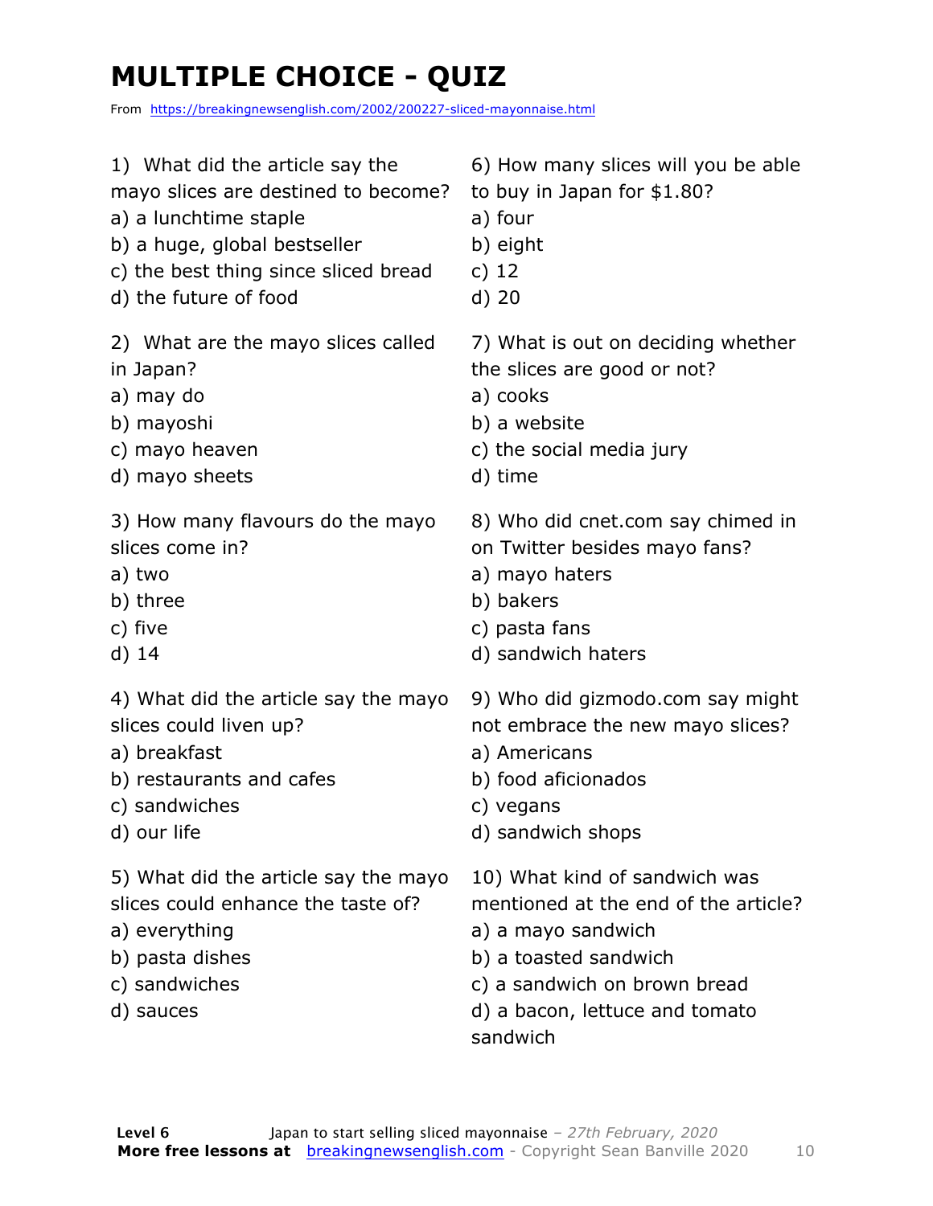# MULTIPLE CHOICE - QUIZ

From https://breakingnewsenglish.com/2002/200227-sliced-mayonnaise.html

1) What did the article say the mayo slices are destined to become?
a) a lunchtime staple
b) a huge, global bestseller
c) the best thing since sliced bread
d) the future of food

2) What are the mayo slices called in Japan?
a) may do
b) mayoshi
c) mayo heaven
d) mayo sheets

3) How many flavours do the mayo slices come in?
a) two
b) three
c) five
d) 14

4) What did the article say the mayo slices could liven up?
a) breakfast
b) restaurants and cafes
c) sandwiches
d) our life

5) What did the article say the mayo slices could enhance the taste of?
a) everything
b) pasta dishes
c) sandwiches
d) sauces

6) How many slices will you be able to buy in Japan for $1.80?
a) four
b) eight
c) 12
d) 20

7) What is out on deciding whether the slices are good or not?
a) cooks
b) a website
c) the social media jury
d) time

8) Who did cnet.com say chimed in on Twitter besides mayo fans?
a) mayo haters
b) bakers
c) pasta fans
d) sandwich haters

9) Who did gizmodo.com say might not embrace the new mayo slices?
a) Americans
b) food aficionados
c) vegans
d) sandwich shops

10) What kind of sandwich was mentioned at the end of the article?
a) a mayo sandwich
b) a toasted sandwich
c) a sandwich on brown bread
d) a bacon, lettuce and tomato sandwich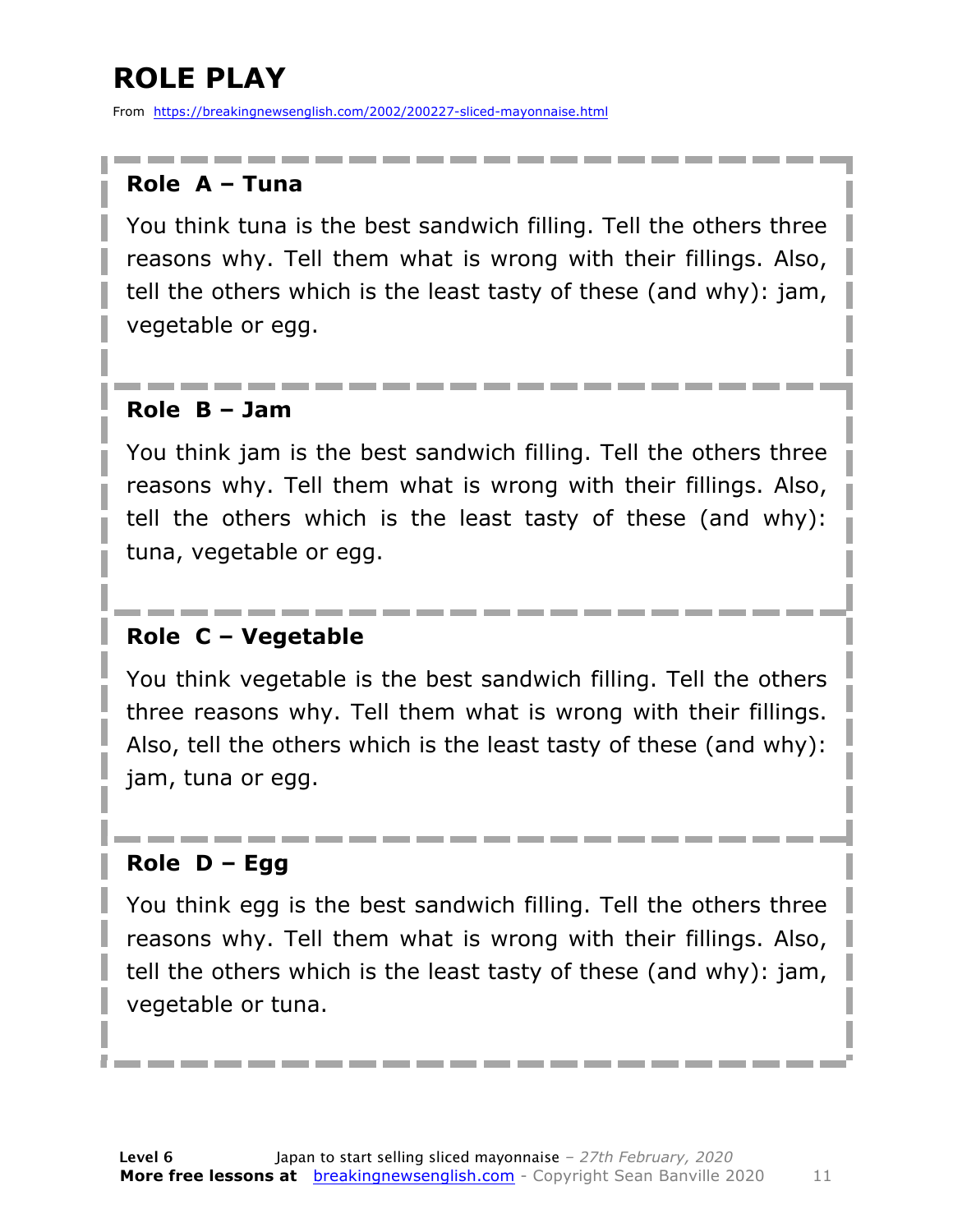# ROLE PLAY

From https://breakingnewsenglish.com/2002/200227-sliced-mayonnaise.html

**Role A – Tuna**

You think tuna is the best sandwich filling. Tell the others three reasons why. Tell them what is wrong with their fillings. Also, tell the others which is the least tasty of these (and why): jam, vegetable or egg.

**Role B – Jam**

You think jam is the best sandwich filling. Tell the others three reasons why. Tell them what is wrong with their fillings. Also, tell the others which is the least tasty of these (and why): tuna, vegetable or egg.

**Role C – Vegetable**

You think vegetable is the best sandwich filling. Tell the others three reasons why. Tell them what is wrong with their fillings. Also, tell the others which is the least tasty of these (and why): jam, tuna or egg.

**Role D – Egg**

You think egg is the best sandwich filling. Tell the others three reasons why. Tell them what is wrong with their fillings. Also, tell the others which is the least tasty of these (and why): jam, vegetable or tuna.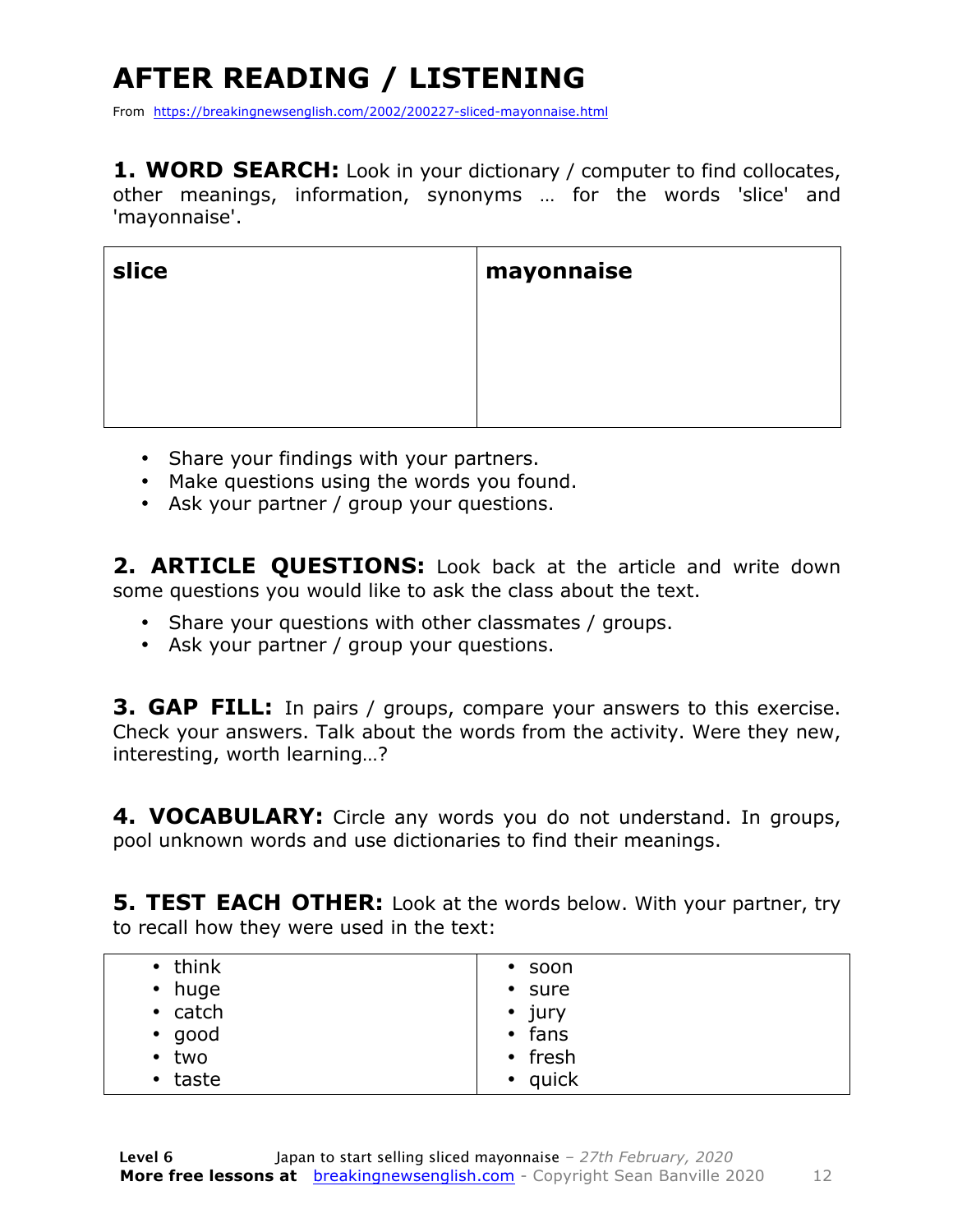# AFTER READING / LISTENING

From https://breakingnewsenglish.com/2002/200227-sliced-mayonnaise.html

**1. WORD SEARCH:** Look in your dictionary / computer to find collocates, other meanings, information, synonyms … for the words 'slice' and 'mayonnaise'.

| **slice** | **mayonnaise** |
|---|---|
| | |

- Share your findings with your partners.
- Make questions using the words you found.
- Ask your partner / group your questions.

**2. ARTICLE QUESTIONS:** Look back at the article and write down some questions you would like to ask the class about the text.

- Share your questions with other classmates / groups.
- Ask your partner / group your questions.

**3. GAP FILL:** In pairs / groups, compare your answers to this exercise. Check your answers. Talk about the words from the activity. Were they new, interesting, worth learning…?

**4. VOCABULARY:** Circle any words you do not understand. In groups, pool unknown words and use dictionaries to find their meanings.

**5. TEST EACH OTHER:** Look at the words below. With your partner, try to recall how they were used in the text:

| | |
|---|---|
| • think | • soon |
| • huge | • sure |
| • catch | • jury |
| • good | • fans |
| • two | • fresh |
| • taste | • quick |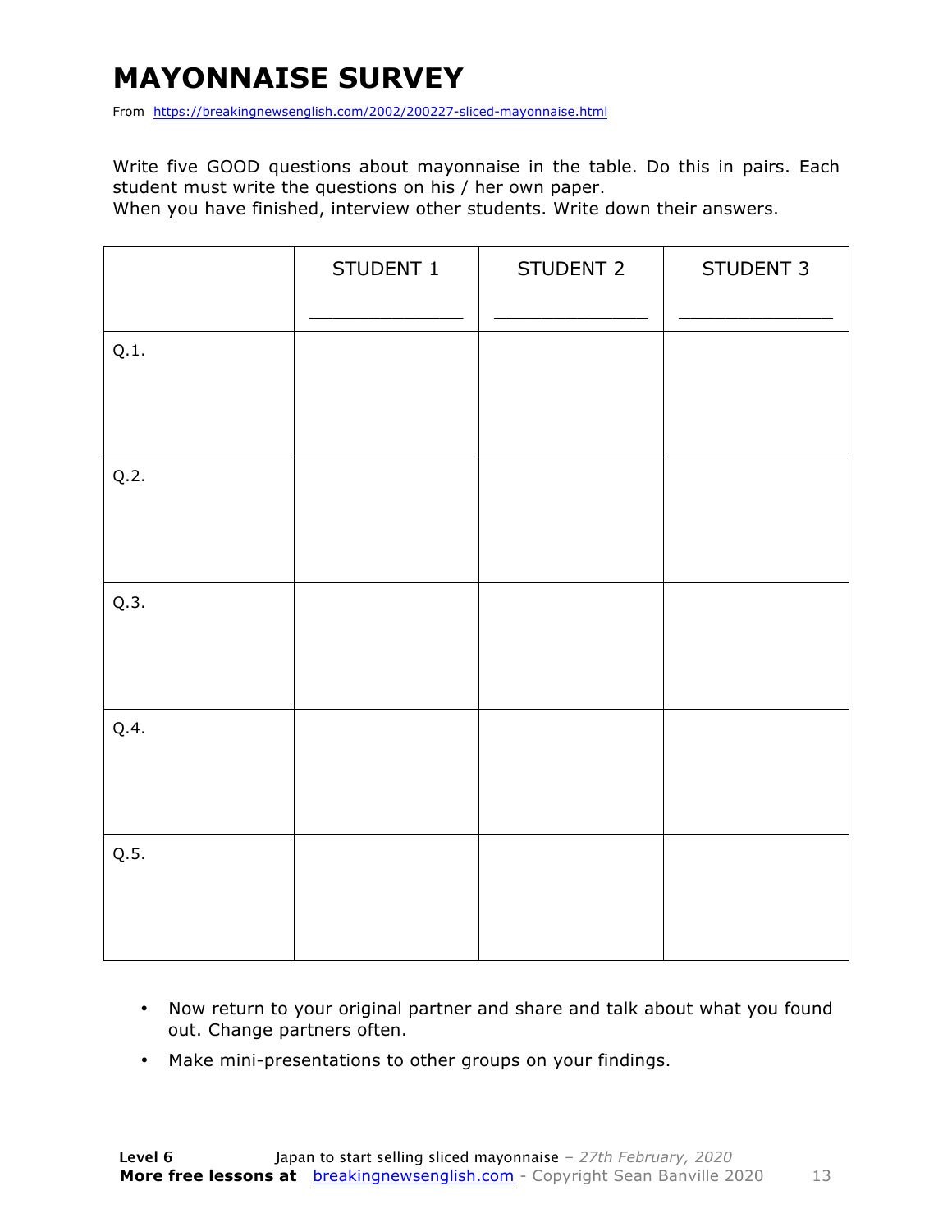# MAYONNAISE SURVEY

From https://breakingnewsenglish.com/2002/200227-sliced-mayonnaise.html

Write five GOOD questions about mayonnaise in the table. Do this in pairs. Each student must write the questions on his / her own paper.
When you have finished, interview other students. Write down their answers.

| | STUDENT 1<br>_______________ | STUDENT 2<br>_______________ | STUDENT 3<br>_______________ |
|---|---|---|---|
| Q.1. | | | |
| Q.2. | | | |
| Q.3. | | | |
| Q.4. | | | |
| Q.5. | | | |

- Now return to your original partner and share and talk about what you found out. Change partners often.
- Make mini-presentations to other groups on your findings.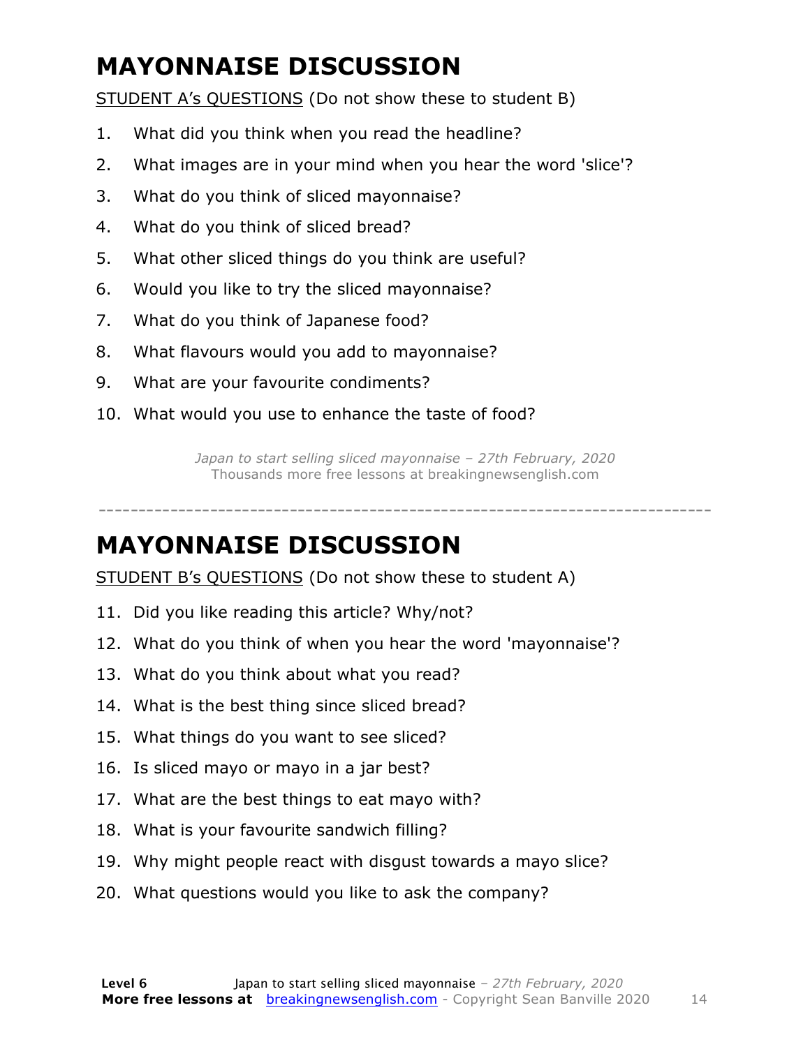# MAYONNAISE DISCUSSION

STUDENT A's QUESTIONS (Do not show these to student B)

1. What did you think when you read the headline?
2. What images are in your mind when you hear the word 'slice'?
3. What do you think of sliced mayonnaise?
4. What do you think of sliced bread?
5. What other sliced things do you think are useful?
6. Would you like to try the sliced mayonnaise?
7. What do you think of Japanese food?
8. What flavours would you add to mayonnaise?
9. What are your favourite condiments?
10. What would you use to enhance the taste of food?

*Japan to start selling sliced mayonnaise – 27th February, 2020*
Thousands more free lessons at breakingnewsenglish.com

---

# MAYONNAISE DISCUSSION

STUDENT B's QUESTIONS (Do not show these to student A)

11. Did you like reading this article? Why/not?
12. What do you think of when you hear the word 'mayonnaise'?
13. What do you think about what you read?
14. What is the best thing since sliced bread?
15. What things do you want to see sliced?
16. Is sliced mayo or mayo in a jar best?
17. What are the best things to eat mayo with?
18. What is your favourite sandwich filling?
19. Why might people react with disgust towards a mayo slice?
20. What questions would you like to ask the company?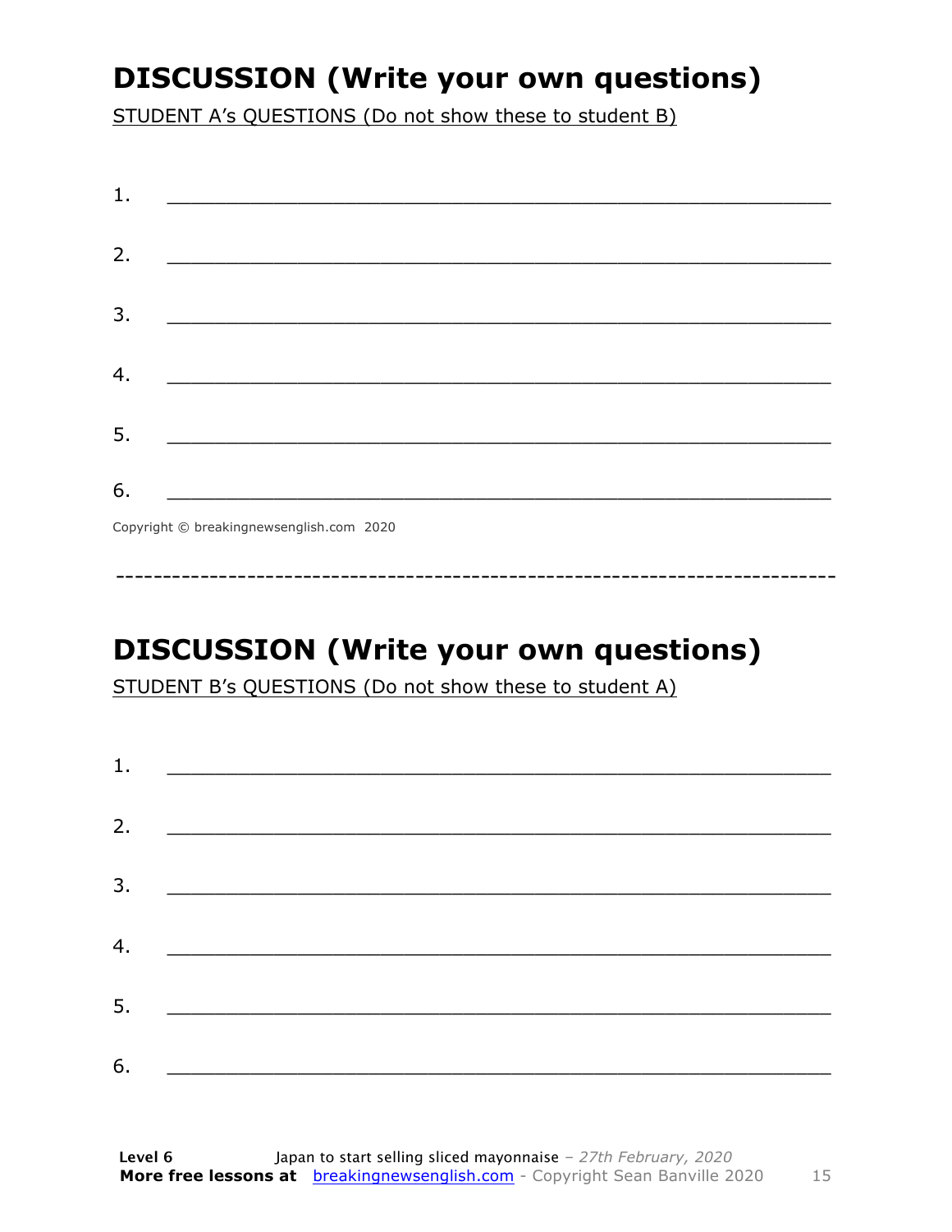## DISCUSSION (Write your own questions)

STUDENT A's QUESTIONS (Do not show these to student B)

1. ___________________________________________________________

2. ___________________________________________________________

3. ___________________________________________________________

4. ___________________________________________________________

5. ___________________________________________________________

6. ___________________________________________________________

Copyright © breakingnewsenglish.com 2020

---

## DISCUSSION (Write your own questions)

STUDENT B's QUESTIONS (Do not show these to student A)

1. ___________________________________________________________

2. ___________________________________________________________

3. ___________________________________________________________

4. ___________________________________________________________

5. ___________________________________________________________

6. ___________________________________________________________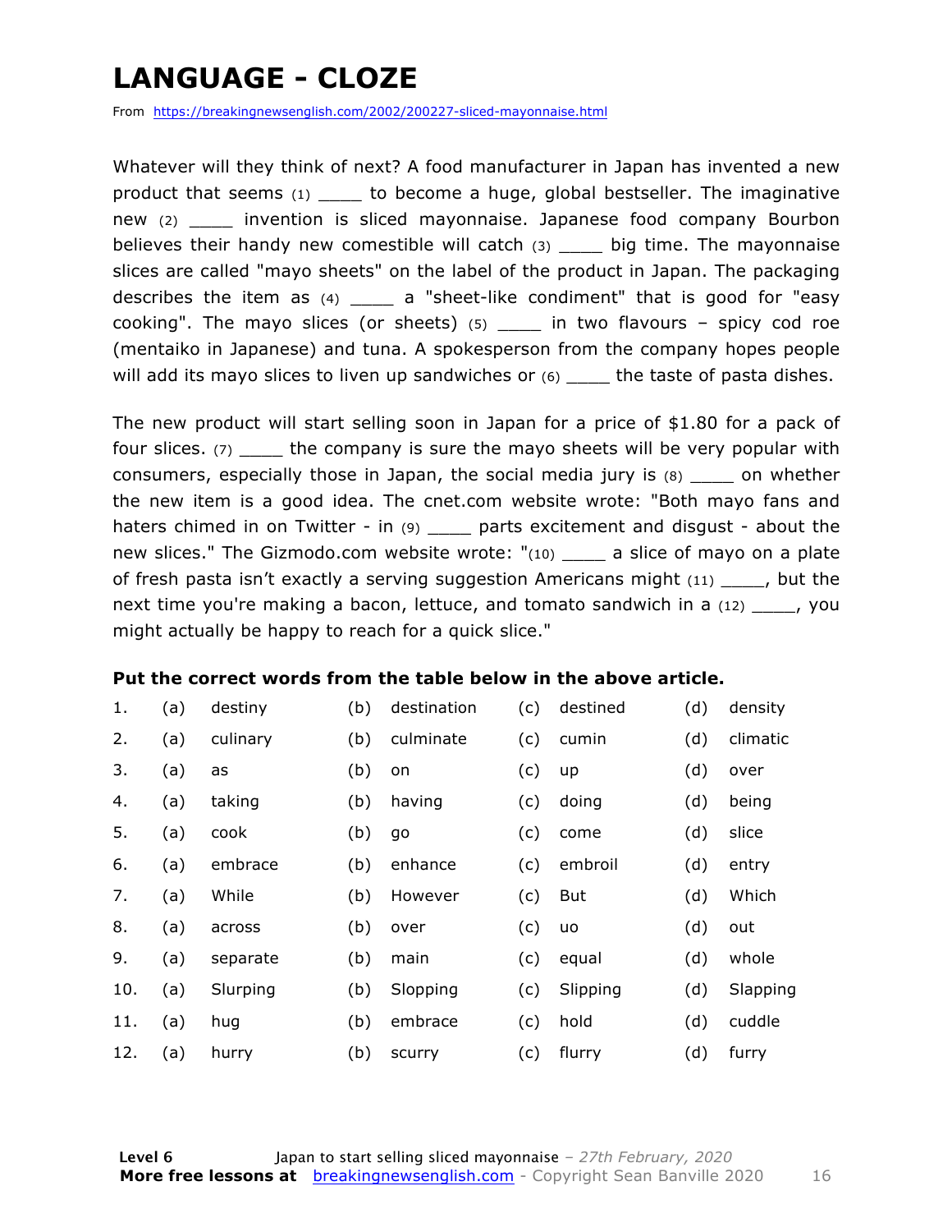# LANGUAGE - CLOZE

From https://breakingnewsenglish.com/2002/200227-sliced-mayonnaise.html

Whatever will they think of next? A food manufacturer in Japan has invented a new product that seems (1) ____ to become a huge, global bestseller. The imaginative new (2) ____ invention is sliced mayonnaise. Japanese food company Bourbon believes their handy new comestible will catch (3) ____ big time. The mayonnaise slices are called "mayo sheets" on the label of the product in Japan. The packaging describes the item as (4) ____ a "sheet-like condiment" that is good for "easy cooking". The mayo slices (or sheets) (5) ____ in two flavours – spicy cod roe (mentaiko in Japanese) and tuna. A spokesperson from the company hopes people will add its mayo slices to liven up sandwiches or (6) ____ the taste of pasta dishes.

The new product will start selling soon in Japan for a price of $1.80 for a pack of four slices. (7) ____ the company is sure the mayo sheets will be very popular with consumers, especially those in Japan, the social media jury is (8) ____ on whether the new item is a good idea. The cnet.com website wrote: "Both mayo fans and haters chimed in on Twitter - in (9) ____ parts excitement and disgust - about the new slices." The Gizmodo.com website wrote: "(10) ____ a slice of mayo on a plate of fresh pasta isn't exactly a serving suggestion Americans might (11) ____, but the next time you're making a bacon, lettuce, and tomato sandwich in a (12) ____, you might actually be happy to reach for a quick slice."

**Put the correct words from the table below in the above article.**

| | | | | | | | | |
|---|---|---|---|---|---|---|---|---|
| 1. | (a) | destiny | (b) | destination | (c) | destined | (d) | density |
| 2. | (a) | culinary | (b) | culminate | (c) | cumin | (d) | climatic |
| 3. | (a) | as | (b) | on | (c) | up | (d) | over |
| 4. | (a) | taking | (b) | having | (c) | doing | (d) | being |
| 5. | (a) | cook | (b) | go | (c) | come | (d) | slice |
| 6. | (a) | embrace | (b) | enhance | (c) | embroil | (d) | entry |
| 7. | (a) | While | (b) | However | (c) | But | (d) | Which |
| 8. | (a) | across | (b) | over | (c) | uo | (d) | out |
| 9. | (a) | separate | (b) | main | (c) | equal | (d) | whole |
| 10. | (a) | Slurping | (b) | Slopping | (c) | Slipping | (d) | Slapping |
| 11. | (a) | hug | (b) | embrace | (c) | hold | (d) | cuddle |
| 12. | (a) | hurry | (b) | scurry | (c) | flurry | (d) | furry |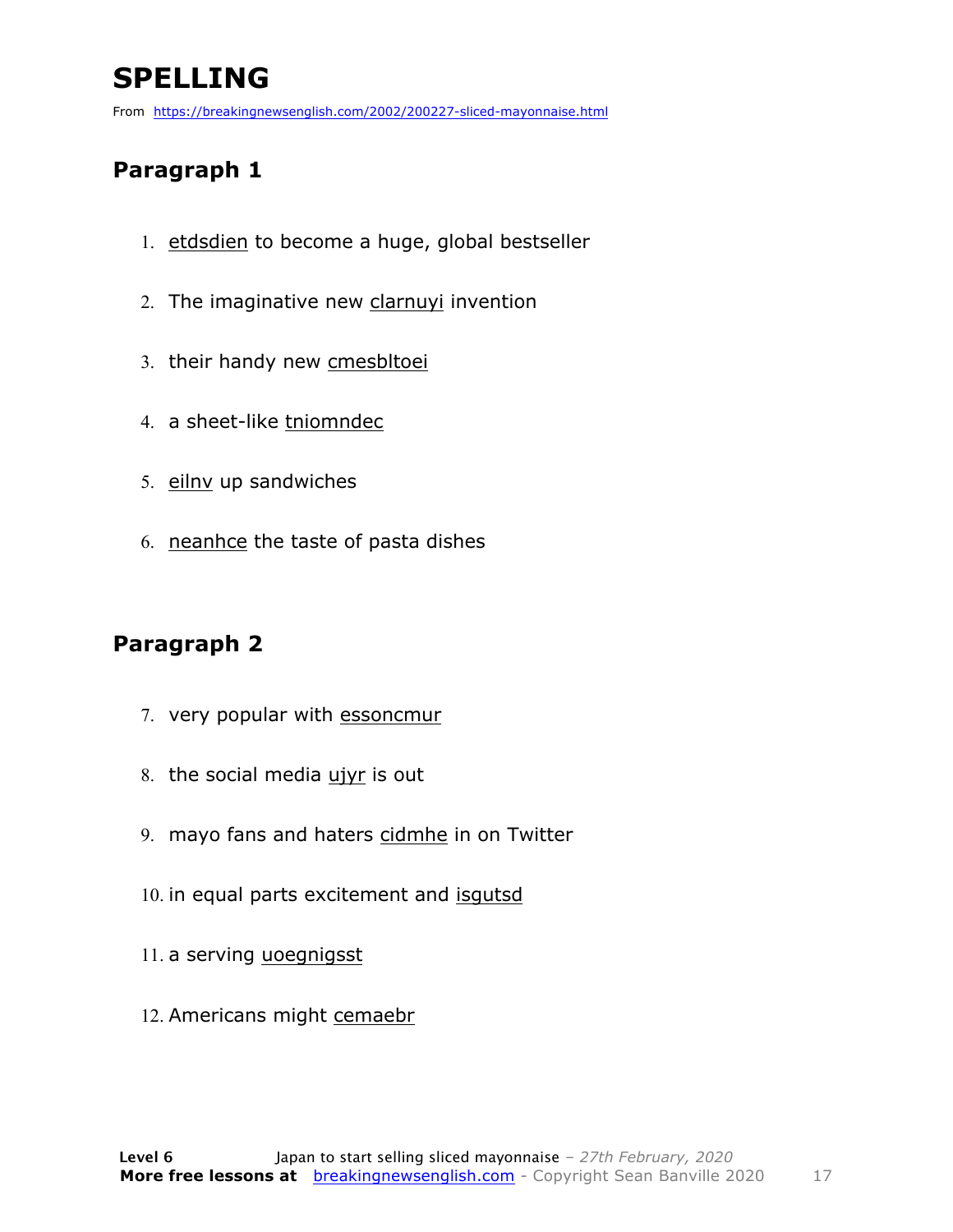# SPELLING

From https://breakingnewsenglish.com/2002/200227-sliced-mayonnaise.html

## Paragraph 1

1. etdsdien to become a huge, global bestseller
2. The imaginative new clarnuyi invention
3. their handy new cmesbltoei
4. a sheet-like tniomndec
5. eilnv up sandwiches
6. neanhce the taste of pasta dishes

## Paragraph 2

7. very popular with essoncmur
8. the social media ujyr is out
9. mayo fans and haters cidmhe in on Twitter
10. in equal parts excitement and isgutsd
11. a serving uoegnigsst
12. Americans might cemaebr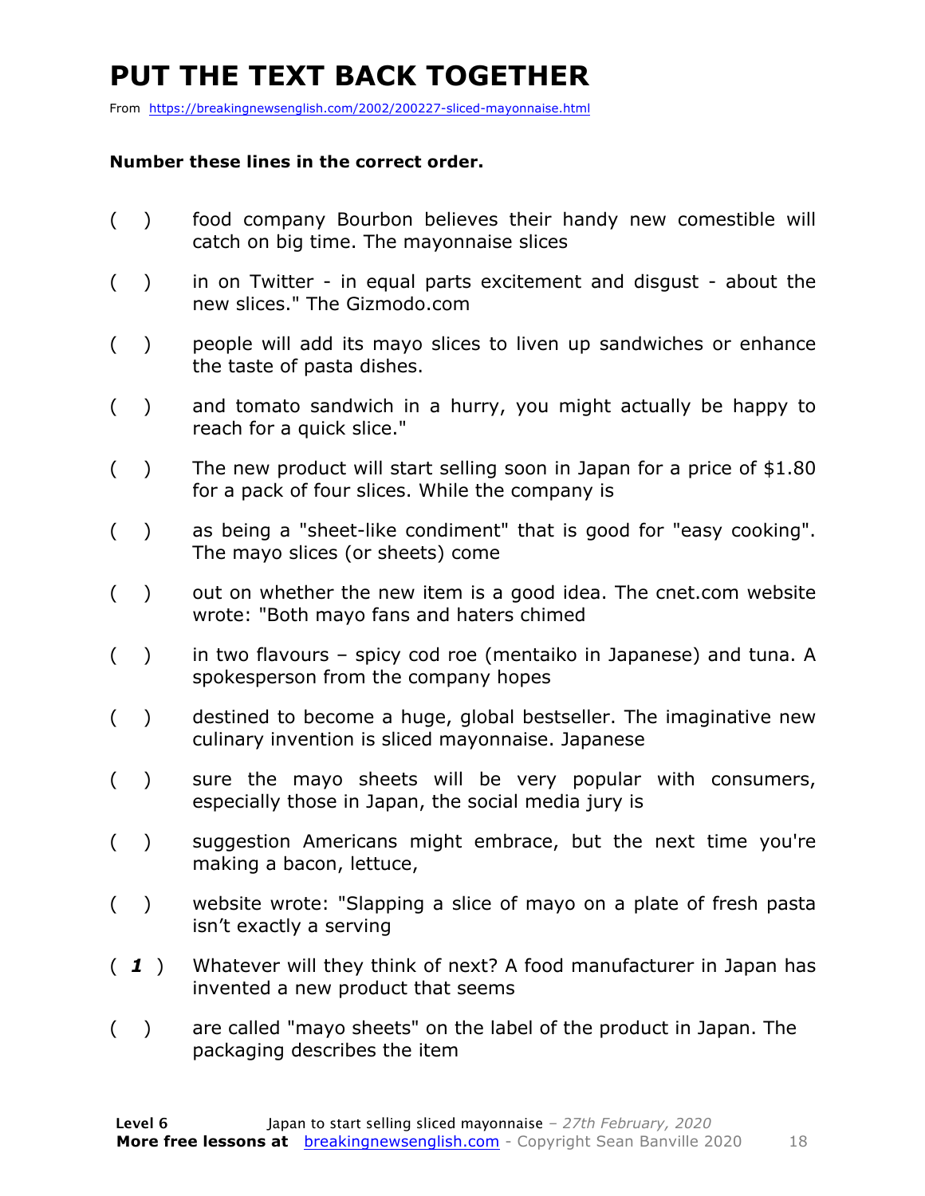# PUT THE TEXT BACK TOGETHER

From https://breakingnewsenglish.com/2002/200227-sliced-mayonnaise.html

**Number these lines in the correct order.**

( ) food company Bourbon believes their handy new comestible will catch on big time. The mayonnaise slices

( ) in on Twitter - in equal parts excitement and disgust - about the new slices." The Gizmodo.com

( ) people will add its mayo slices to liven up sandwiches or enhance the taste of pasta dishes.

( ) and tomato sandwich in a hurry, you might actually be happy to reach for a quick slice."

( ) The new product will start selling soon in Japan for a price of $1.80 for a pack of four slices. While the company is

( ) as being a "sheet-like condiment" that is good for "easy cooking". The mayo slices (or sheets) come

( ) out on whether the new item is a good idea. The cnet.com website wrote: "Both mayo fans and haters chimed

( ) in two flavours – spicy cod roe (mentaiko in Japanese) and tuna. A spokesperson from the company hopes

( ) destined to become a huge, global bestseller. The imaginative new culinary invention is sliced mayonnaise. Japanese

( ) sure the mayo sheets will be very popular with consumers, especially those in Japan, the social media jury is

( ) suggestion Americans might embrace, but the next time you're making a bacon, lettuce,

( ) website wrote: "Slapping a slice of mayo on a plate of fresh pasta isn't exactly a serving

( ***1*** ) Whatever will they think of next? A food manufacturer in Japan has invented a new product that seems

( ) are called "mayo sheets" on the label of the product in Japan. The packaging describes the item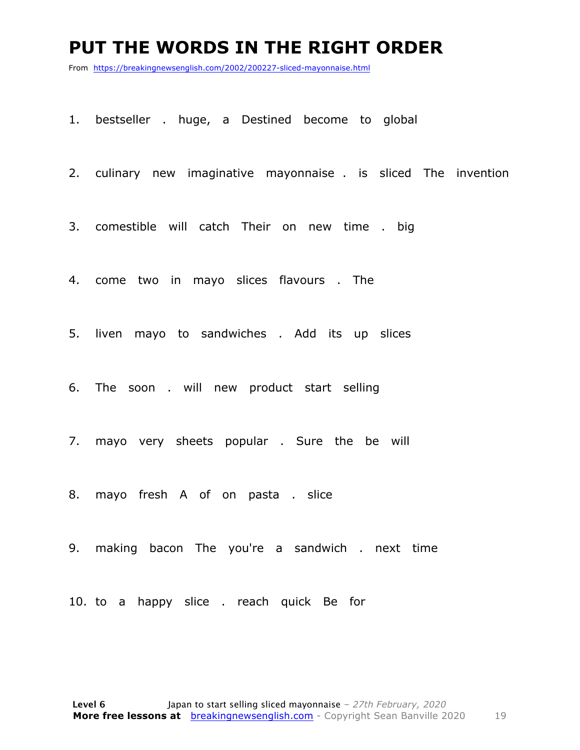# PUT THE WORDS IN THE RIGHT ORDER

From https://breakingnewsenglish.com/2002/200227-sliced-mayonnaise.html

1. bestseller . huge, a Destined become to global
2. culinary new imaginative mayonnaise . is sliced The invention
3. comestible will catch Their on new time . big
4. come two in mayo slices flavours . The
5. liven mayo to sandwiches . Add its up slices
6. The soon . will new product start selling
7. mayo very sheets popular . Sure the be will
8. mayo fresh A of on pasta . slice
9. making bacon The you're a sandwich . next time
10. to a happy slice . reach quick Be for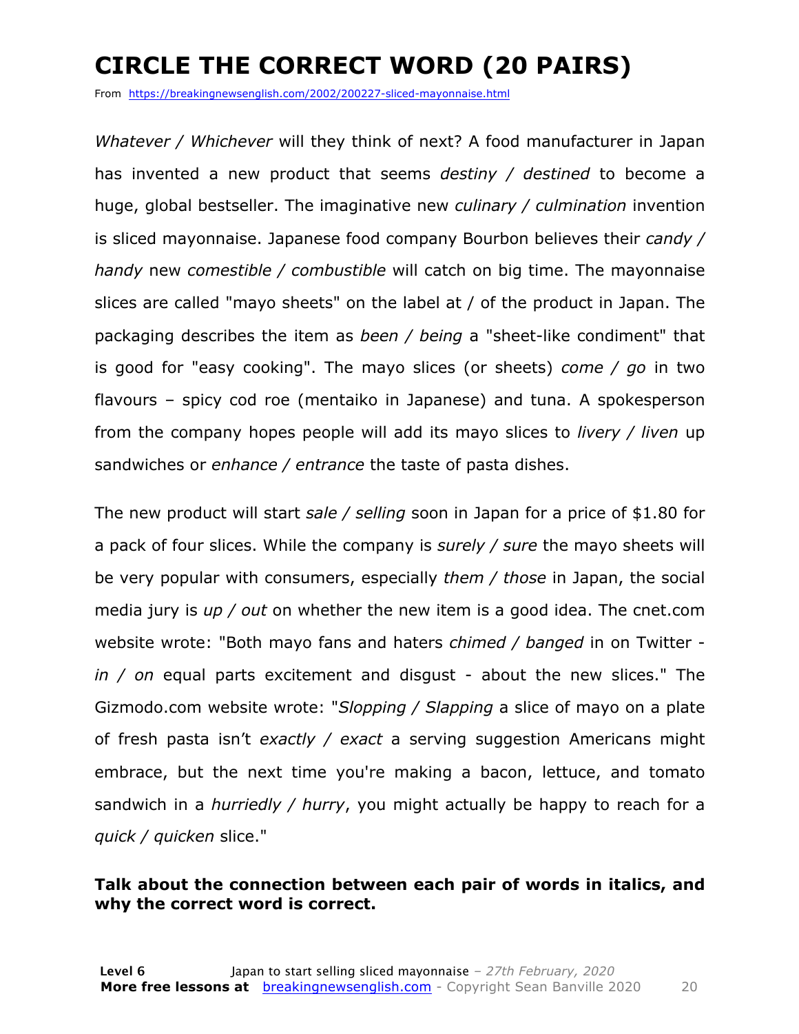# CIRCLE THE CORRECT WORD (20 PAIRS)

From https://breakingnewsenglish.com/2002/200227-sliced-mayonnaise.html

*Whatever / Whichever* will they think of next? A food manufacturer in Japan has invented a new product that seems *destiny / destined* to become a huge, global bestseller. The imaginative new *culinary / culmination* invention is sliced mayonnaise. Japanese food company Bourbon believes their *candy / handy* new *comestible / combustible* will catch on big time. The mayonnaise slices are called "mayo sheets" on the label at / of the product in Japan. The packaging describes the item as *been / being* a "sheet-like condiment" that is good for "easy cooking". The mayo slices (or sheets) *come / go* in two flavours – spicy cod roe (mentaiko in Japanese) and tuna. A spokesperson from the company hopes people will add its mayo slices to *livery / liven* up sandwiches or *enhance / entrance* the taste of pasta dishes.

The new product will start *sale / selling* soon in Japan for a price of $1.80 for a pack of four slices. While the company is *surely / sure* the mayo sheets will be very popular with consumers, especially *them / those* in Japan, the social media jury is *up / out* on whether the new item is a good idea. The cnet.com website wrote: "Both mayo fans and haters *chimed / banged* in on Twitter - *in / on* equal parts excitement and disgust - about the new slices." The Gizmodo.com website wrote: "*Slopping / Slapping* a slice of mayo on a plate of fresh pasta isn't *exactly / exact* a serving suggestion Americans might embrace, but the next time you're making a bacon, lettuce, and tomato sandwich in a *hurriedly / hurry*, you might actually be happy to reach for a *quick / quicken* slice."

**Talk about the connection between each pair of words in italics, and why the correct word is correct.**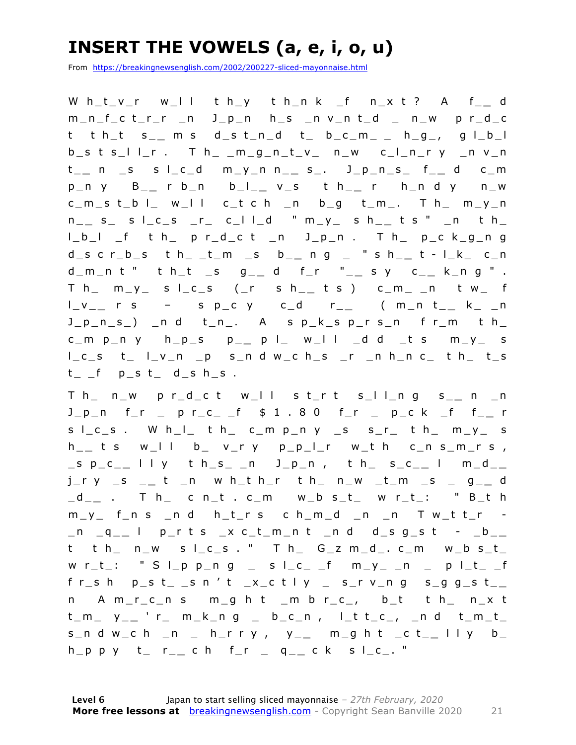# INSERT THE VOWELS (a, e, i, o, u)

From https://breakingnewsenglish.com/2002/200227-sliced-mayonnaise.html

Wh_t_v_r w_ll th_y th_nk _f n_xt? A f__d m_n_f_ct_r_r _n J_p_n h_s _nv_nt_d _ n_w pr_d_ct th_t s__ms d_st_n_d t_ b_c_m_ _ h_g_, gl_b_l b_sts_ll_r. Th_ _m_g_n_t_v_ n_w c_l_n_ry _nv_nt__n _s sl_c_d m_y_nn__s_. J_p_n_s_ f__d c_mp_ny B__rb_n b_l__v_s th__r h_ndy n_w c_m_st_bl_ w_ll c_tch _n b_g t_m_. Th_ m_y_nn__s_ sl_c_s _r_ c_ll_d "m_y_ sh__ts" _n th_ l_b_l _f th_ pr_d_ct _n J_p_n. Th_ p_ck_g_ng d_scr_b_s th_ _t_m _s b__ng _ "sh__t-l_k_ c_nd_m_nt" th_t _s g__d f_r "__sy c__k_ng". Th_ m_y_ sl_c_s (_r sh__ts) c_m_ _n tw_ fl_v__rs – sp_cy c_d r__ (m_nt__k_ _n J_p_n_s_) _nd t_n_. A sp_k_sp_rs_n fr_m th_ c_mp_ny h_p_s p__pl_ w_ll _dd _ts m_y_ sl_c_s t_ l_v_n _p s_ndw_ch_s _r _nh_nc_ th_ t_st_ _f p_st_ d_sh_s.

Th_ n_w pr_d_ct w_ll st_rt s_ll_ng s__n _n J_p_n f_r _ pr_c_ _f $1.80 f_r _ p_ck _f f__r sl_c_s. Wh_l_ th_ c_mp_ny _s s_r_ th_ m_y_ sh__ts w_ll b_ v_ry p_p_l_r w_th c_ns_m_rs, _sp_c__lly th_s_ _n J_p_n, th_ s_c__l m_d__ j_ry _s __t _n wh_th_r th_ n_w _t_m _s _ g__d _d__. Th_ cn_t.c_m w_bs_t_ wr_t_: "B_th m_y_ f_ns _nd h_t_rs ch_m_d _n _n Tw_tt_r - _n _q__l p_rts _xc_t_m_nt _nd d_sg_st - _b__t th_ n_w sl_c_s." Th_ G_zm_d_.c_m w_bs_t_ wr_t_: "Sl_pp_ng _ sl_c_ _f m_y_ _n _ pl_t_ _f fr_sh p_st_ _sn't _x_ctly _ s_rv_ng s_gg_st__n Am_r_c_ns m_ght _mbr_c_, b_t th_ n_xt t_m_ y__'r_ m_k_ng _ b_c_n, l_tt_c_, _nd t_m_t_ s_ndw_ch _n _ h_rry, y__ m_ght _ct__lly b_ h_ppy t_ r__ch f_r _ q__ck sl_c_."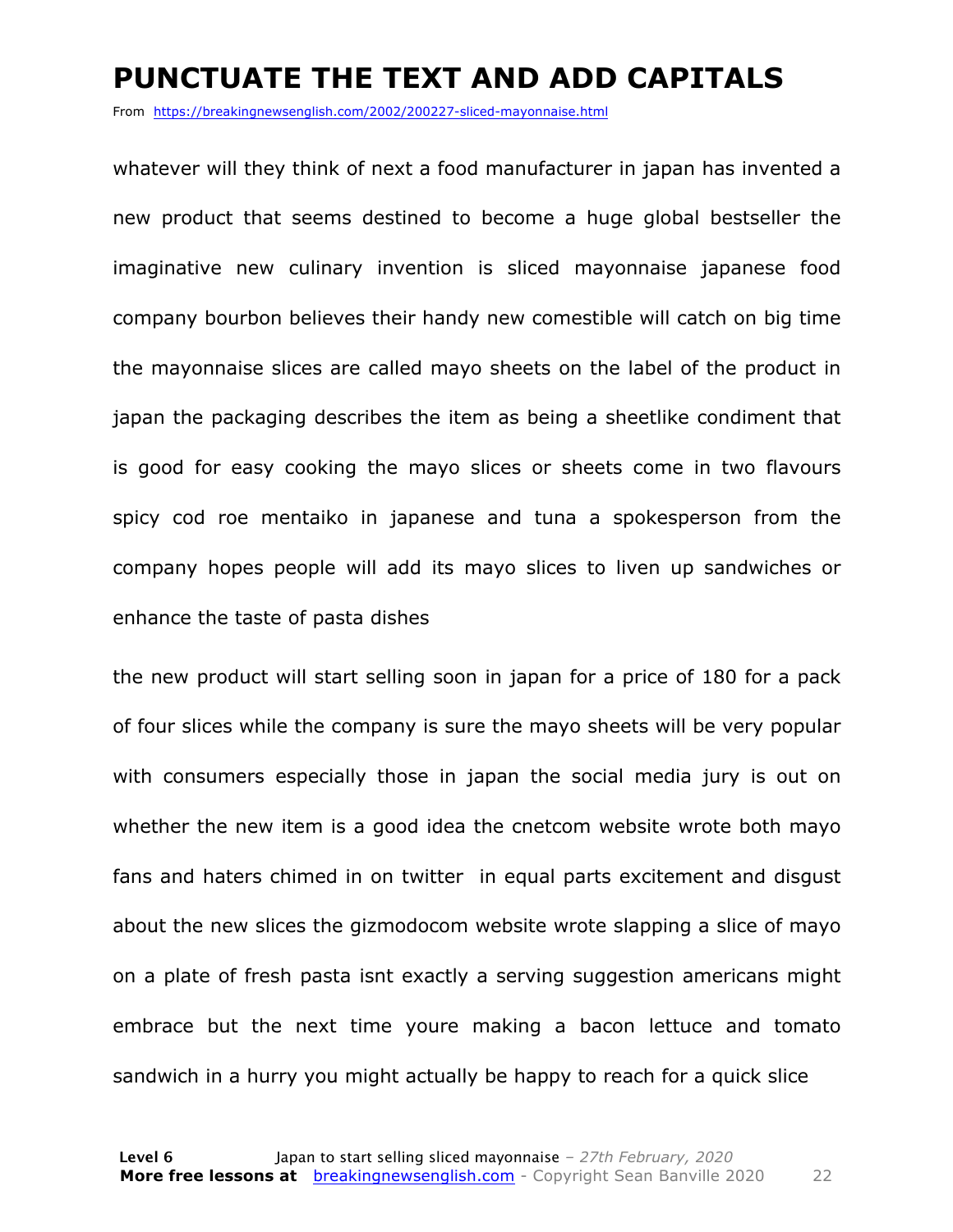# PUNCTUATE THE TEXT AND ADD CAPITALS

From https://breakingnewsenglish.com/2002/200227-sliced-mayonnaise.html

whatever will they think of next a food manufacturer in japan has invented a new product that seems destined to become a huge global bestseller the imaginative new culinary invention is sliced mayonnaise japanese food company bourbon believes their handy new comestible will catch on big time the mayonnaise slices are called mayo sheets on the label of the product in japan the packaging describes the item as being a sheetlike condiment that is good for easy cooking the mayo slices or sheets come in two flavours spicy cod roe mentaiko in japanese and tuna a spokesperson from the company hopes people will add its mayo slices to liven up sandwiches or enhance the taste of pasta dishes

the new product will start selling soon in japan for a price of 180 for a pack of four slices while the company is sure the mayo sheets will be very popular with consumers especially those in japan the social media jury is out on whether the new item is a good idea the cnetcom website wrote both mayo fans and haters chimed in on twitter in equal parts excitement and disgust about the new slices the gizmodocom website wrote slapping a slice of mayo on a plate of fresh pasta isnt exactly a serving suggestion americans might embrace but the next time youre making a bacon lettuce and tomato sandwich in a hurry you might actually be happy to reach for a quick slice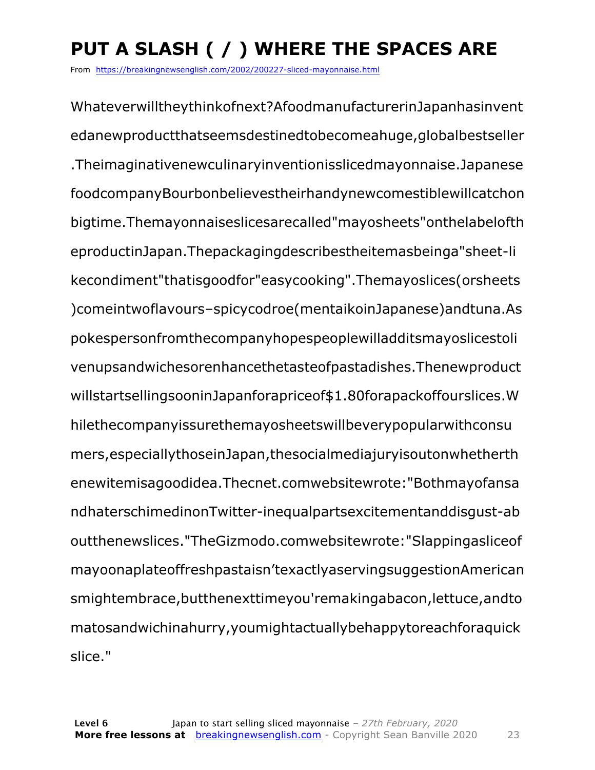# PUT A SLASH ( / ) WHERE THE SPACES ARE

From https://breakingnewsenglish.com/2002/200227-sliced-mayonnaise.html

Whateverwilltheythinkofnext?AfoodmanufacturerinJapanhasinvent edanewproductthatseemsdestinedtobecomeahuge,globalbestseller .Theimaginativenewculinaryinventionisslicedmayonnaise.Japanese foodcompanyBourbonbelievestheirhandynewcomestiblewillcatchon bigtime.Themayonnaiseslicesarecalled"mayosheets"onthelabelofth eproductinJapan.Thepackagingdescribestheitemasbeinga"sheet-li kecondiment"thatisgoodfor"easycooking".Themayoslices(orsheets )comeintwoflavours–spicycodroe(mentaikoinJapanese)andtuna.As pokespersonfromthecompanyhopespeoplewilladditsmayoslicestoli venupsandwichesorenhancethetasteofpastadishes.Thenewproduct willstartsellingsooninJapanforapriceof$1.80forapackoffourslices.W hilethecompanyissurethemayosheetswillbeverypopularwithconsu mers,especiallythoseinJapan,thesocialmediajuryisoutonwhetherth enewitemisagoodidea.Thecnet.comwebsitewrote:"Bothmayofansa ndhaterschimedinonTwitter-inequalpartsexcitementanddisgust-ab outthenewslices."TheGizmodo.comwebsitewrote:"Slappingasliceof mayoonaplateoffreshpastaisn'texactlyaservingsuggestionAmerican smightembrace,butthenexttimeyou'remakingabacon,lettuce,andto matosandwichinahurry,youmightactuallybehappytoreachforaquick slice."

**Level 6** Japan to start selling sliced mayonnaise – *27th February, 2020*
**More free lessons at** breakingnewsenglish.com - Copyright Sean Banville 2020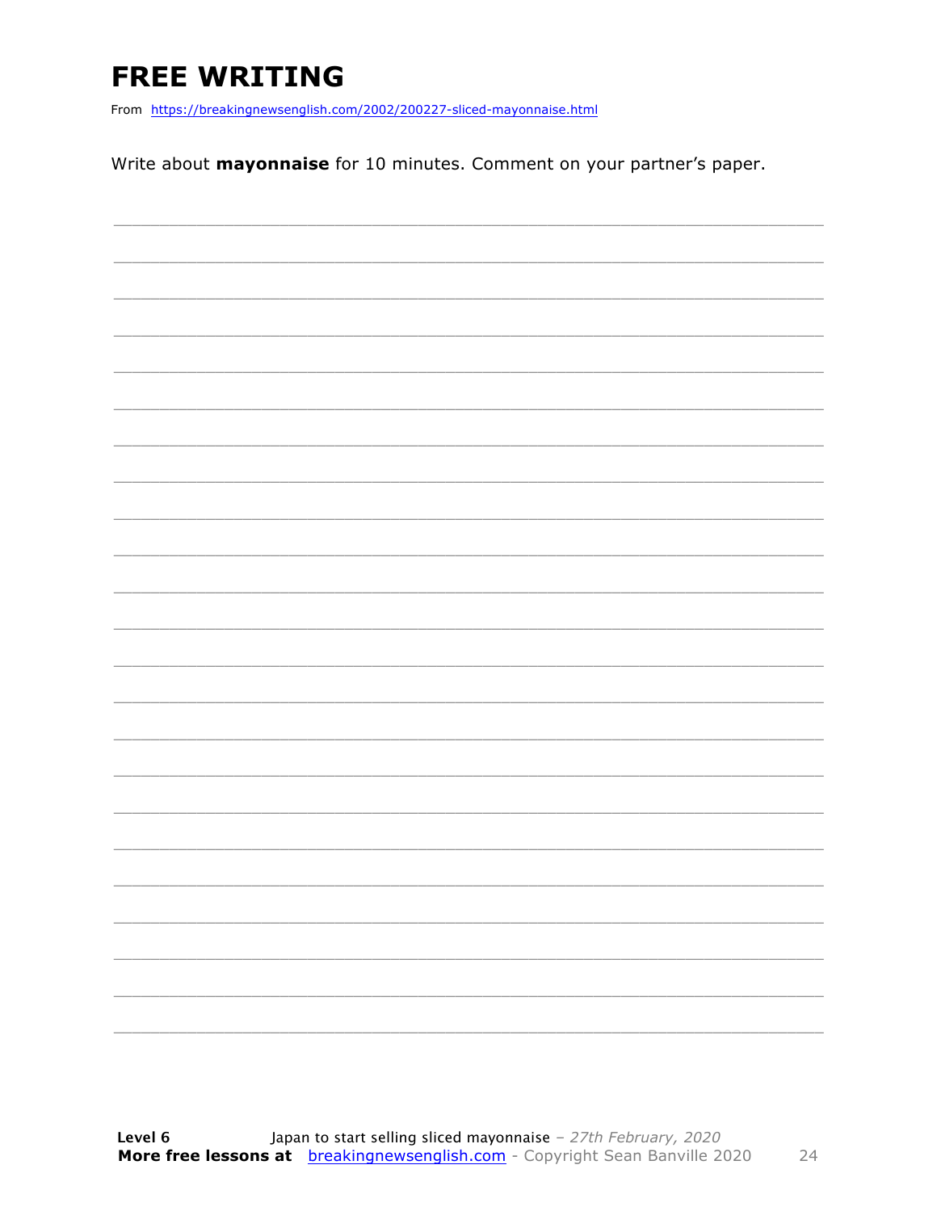# FREE WRITING

From https://breakingnewsenglish.com/2002/200227-sliced-mayonnaise.html

Write about **mayonnaise** for 10 minutes. Comment on your partner's paper.

___________________________________________________________________________

___________________________________________________________________________

___________________________________________________________________________

___________________________________________________________________________

___________________________________________________________________________

___________________________________________________________________________

___________________________________________________________________________

___________________________________________________________________________

___________________________________________________________________________

___________________________________________________________________________

___________________________________________________________________________

___________________________________________________________________________

___________________________________________________________________________

___________________________________________________________________________

___________________________________________________________________________

___________________________________________________________________________

___________________________________________________________________________

___________________________________________________________________________

___________________________________________________________________________

___________________________________________________________________________

___________________________________________________________________________

___________________________________________________________________________

___________________________________________________________________________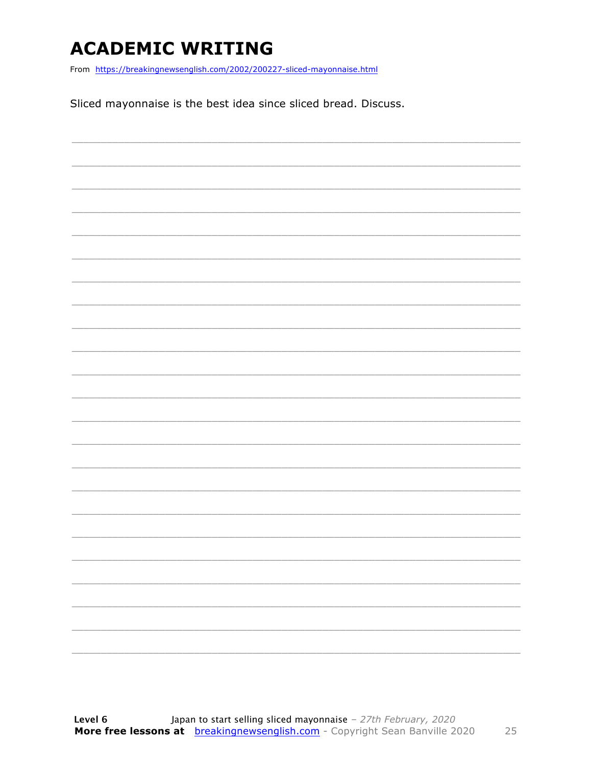# ACADEMIC WRITING

From https://breakingnewsenglish.com/2002/200227-sliced-mayonnaise.html

Sliced mayonnaise is the best idea since sliced bread. Discuss.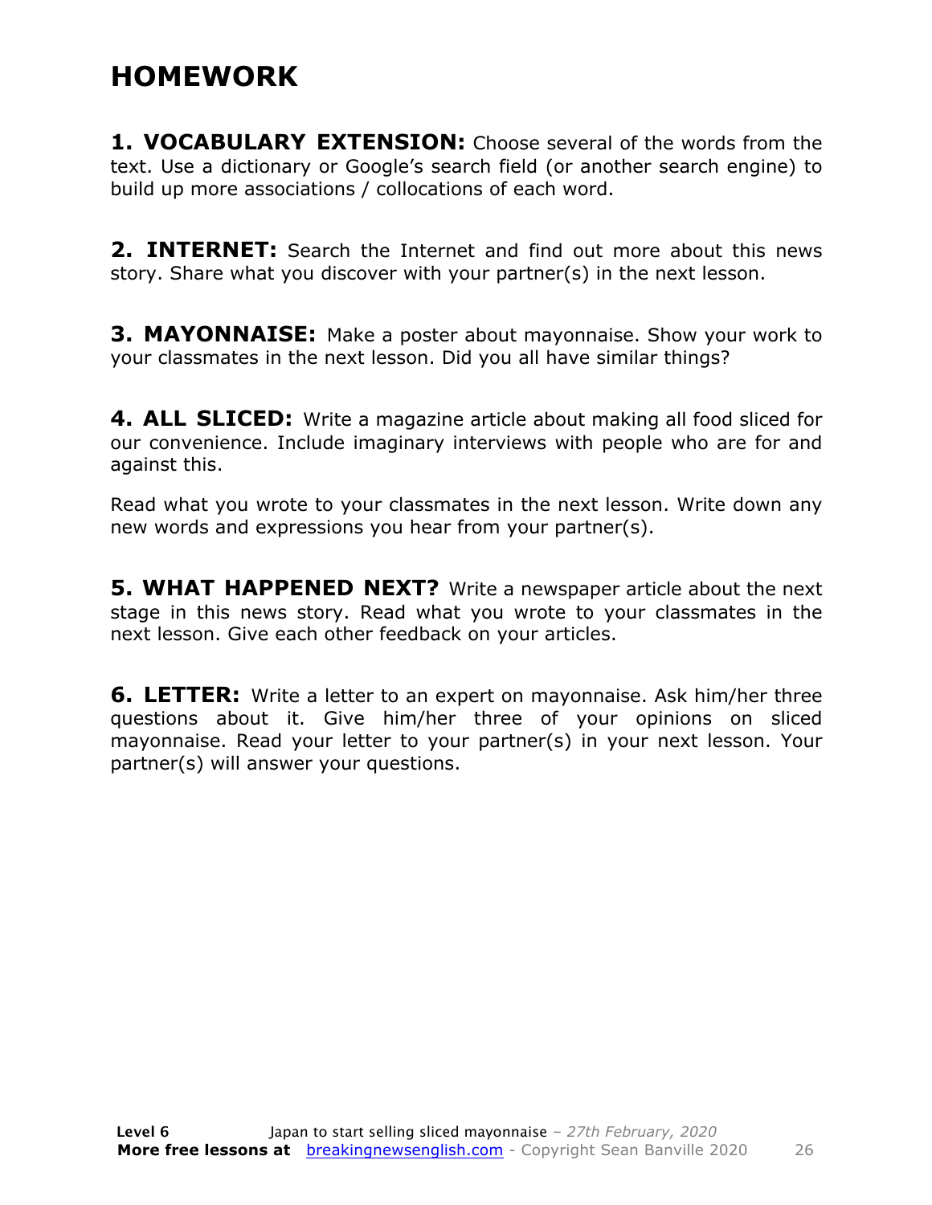# HOMEWORK

**1. VOCABULARY EXTENSION:** Choose several of the words from the text. Use a dictionary or Google's search field (or another search engine) to build up more associations / collocations of each word.

**2. INTERNET:** Search the Internet and find out more about this news story. Share what you discover with your partner(s) in the next lesson.

**3. MAYONNAISE:** Make a poster about mayonnaise. Show your work to your classmates in the next lesson. Did you all have similar things?

**4. ALL SLICED:** Write a magazine article about making all food sliced for our convenience. Include imaginary interviews with people who are for and against this.

Read what you wrote to your classmates in the next lesson. Write down any new words and expressions you hear from your partner(s).

**5. WHAT HAPPENED NEXT?** Write a newspaper article about the next stage in this news story. Read what you wrote to your classmates in the next lesson. Give each other feedback on your articles.

**6. LETTER:** Write a letter to an expert on mayonnaise. Ask him/her three questions about it. Give him/her three of your opinions on sliced mayonnaise. Read your letter to your partner(s) in your next lesson. Your partner(s) will answer your questions.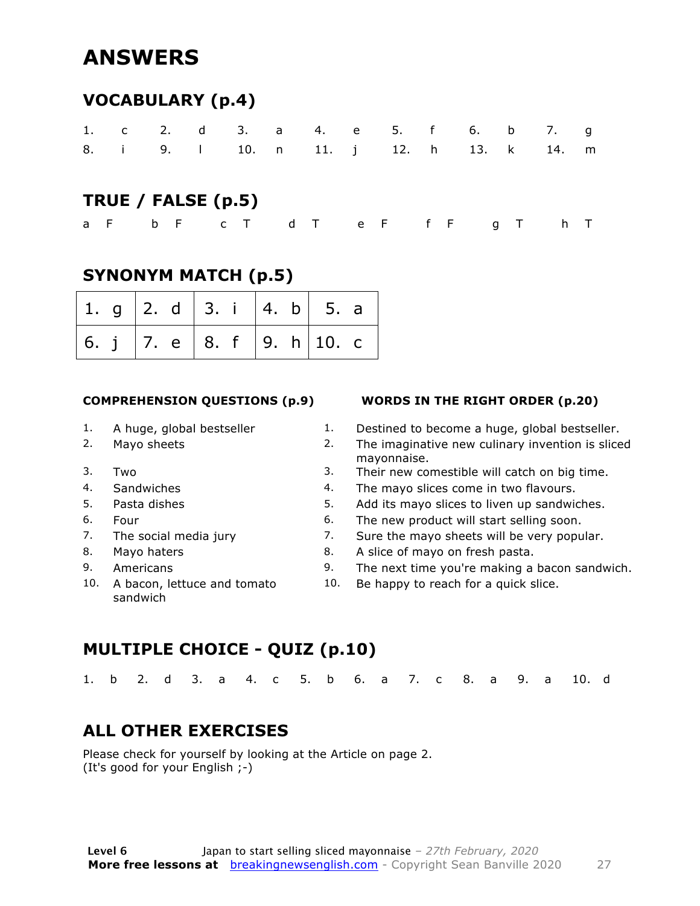# ANSWERS

## VOCABULARY (p.4)

| | | | | | | |
|---|---|---|---|---|---|---|
| 1. c | 2. d | 3. a | 4. e | 5. f | 6. b | 7. g |
| 8. i | 9. l | 10. n | 11. j | 12. h | 13. k | 14. m |

## TRUE / FALSE (p.5)

a F b F c T d T e F f F g T h T

## SYNONYM MATCH (p.5)

| | | | | |
|---|---|---|---|---|
| 1. g | 2. d | 3. i | 4. b | 5. a |
| 6. j | 7. e | 8. f | 9. h | 10. c |

### COMPREHENSION QUESTIONS (p.9)

1. A huge, global bestseller
2. Mayo sheets
3. Two
4. Sandwiches
5. Pasta dishes
6. Four
7. The social media jury
8. Mayo haters
9. Americans
10. A bacon, lettuce and tomato sandwich

### WORDS IN THE RIGHT ORDER (p.20)

1. Destined to become a huge, global bestseller.
2. The imaginative new culinary invention is sliced mayonnaise.
3. Their new comestible will catch on big time.
4. The mayo slices come in two flavours.
5. Add its mayo slices to liven up sandwiches.
6. The new product will start selling soon.
7. Sure the mayo sheets will be very popular.
8. A slice of mayo on fresh pasta.
9. The next time you're making a bacon sandwich.
10. Be happy to reach for a quick slice.

## MULTIPLE CHOICE - QUIZ (p.10)

1. b 2. d 3. a 4. c 5. b 6. a 7. c 8. a 9. a 10. d

## ALL OTHER EXERCISES

Please check for yourself by looking at the Article on page 2.
(It's good for your English ;-)